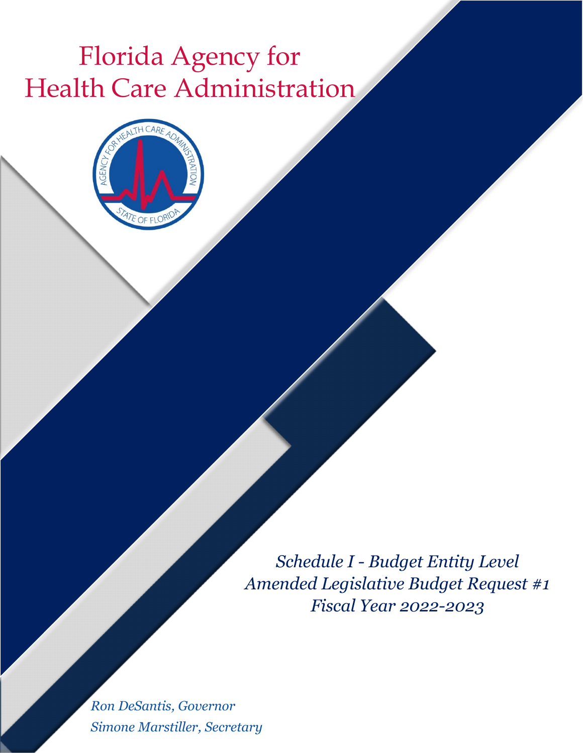# Florida Agency for Health Care Administration

*Schedule I - Budget Entity Level*
*Amended Legislative Budget Request #1*
*Fiscal Year 2022-2023*

*Ron DeSantis, Governor*
*Simone Marstiller, Secretary*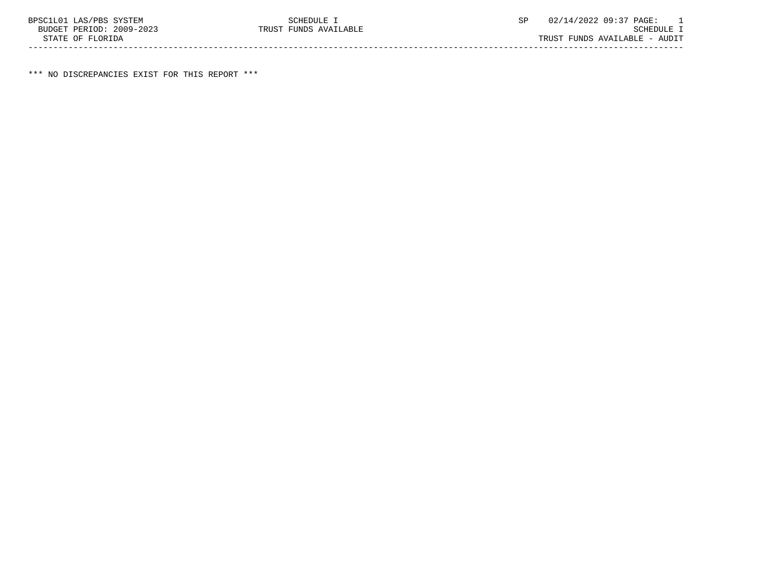BPSC1L01 LAS/PBS SYSTEM SCHEDULE I SP 02/14/2022 09:37 PAGE: 1
BUDGET PERIOD: 2009-2023 TRUST FUNDS AVAILABLE SCHEDULE I
STATE OF FLORIDA TRUST FUNDS AVAILABLE - AUDIT

*** NO DISCREPANCIES EXIST FOR THIS REPORT ***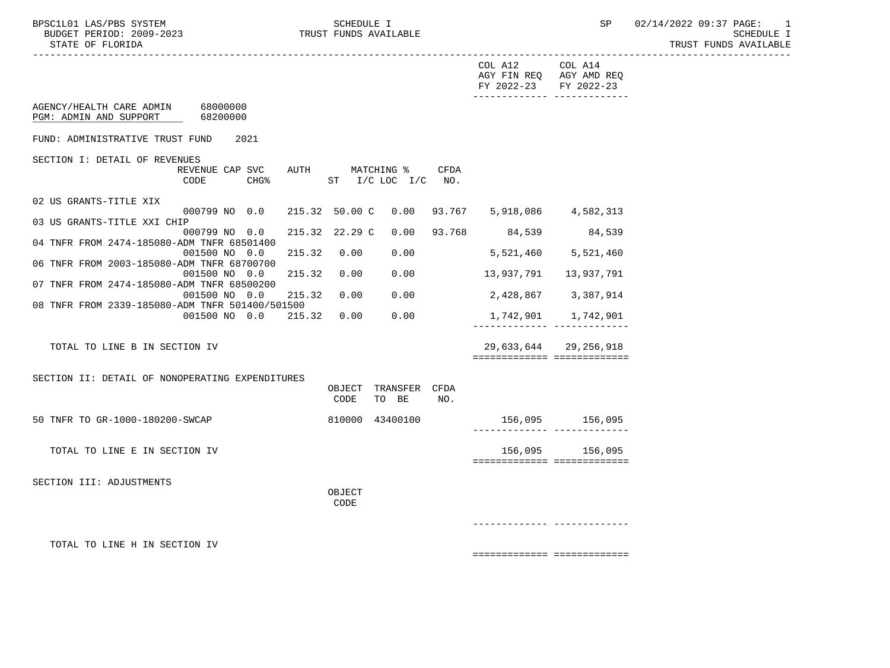BPSC1L01 LAS/PBS SYSTEM — SCHEDULE I — TRUST FUNDS AVAILABLE — SP 02/14/2022 09:37 PAGE: 1

BUDGET PERIOD: 2009-2023 — SCHEDULE I

STATE OF FLORIDA — TRUST FUNDS AVAILABLE

AGENCY/HEALTH CARE ADMIN 68000000

PGM: ADMIN AND SUPPORT 68200000

FUND: ADMINISTRATIVE TRUST FUND 2021

## SECTION I: DETAIL OF REVENUES

| | REVENUE CODE | CAP | SVC CHG% | AUTH | MATCHING % ST I/C | LOC I/C | CFDA NO. | COL A12 AGY FIN REQ FY 2022-23 | COL A14 AGY AMD REQ FY 2022-23 |
|---|---|---|---|---|---|---|---|---|---|
| 02 US GRANTS-TITLE XIX | 000799 | NO | 0.0 | 215.32 | 50.00 C | 0.00 | 93.767 | 5,918,086 | 4,582,313 |
| 03 US GRANTS-TITLE XXI CHIP | 000799 | NO | 0.0 | 215.32 | 22.29 C | 0.00 | 93.768 | 84,539 | 84,539 |
| 04 TNFR FROM 2474-185080-ADM TNFR 68501400 | 001500 | NO | 0.0 | 215.32 | 0.00 | 0.00 | | 5,521,460 | 5,521,460 |
| 06 TNFR FROM 2003-185080-ADM TNFR 68700700 | 001500 | NO | 0.0 | 215.32 | 0.00 | 0.00 | | 13,937,791 | 13,937,791 |
| 07 TNFR FROM 2474-185080-ADM TNFR 68500200 | 001500 | NO | 0.0 | 215.32 | 0.00 | 0.00 | | 2,428,867 | 3,387,914 |
| 08 TNFR FROM 2339-185080-ADM TNFR 501400/501500 | 001500 | NO | 0.0 | 215.32 | 0.00 | 0.00 | | 1,742,901 | 1,742,901 |
| TOTAL TO LINE B IN SECTION IV | | | | | | | | 29,633,644 | 29,256,918 |

## SECTION II: DETAIL OF NONOPERATING EXPENDITURES

| | OBJECT CODE | TRANSFER TO BE | CFDA NO. | COL A12 AGY FIN REQ FY 2022-23 | COL A14 AGY AMD REQ FY 2022-23 |
|---|---|---|---|---|---|
| 50 TNFR TO GR-1000-180200-SWCAP | 810000 | 43400100 | | 156,095 | 156,095 |
| TOTAL TO LINE E IN SECTION IV | | | | 156,095 | 156,095 |

## SECTION III: ADJUSTMENTS

| | OBJECT CODE | COL A12 AGY FIN REQ FY 2022-23 | COL A14 AGY AMD REQ FY 2022-23 |
|---|---|---|---|
| TOTAL TO LINE H IN SECTION IV | | | |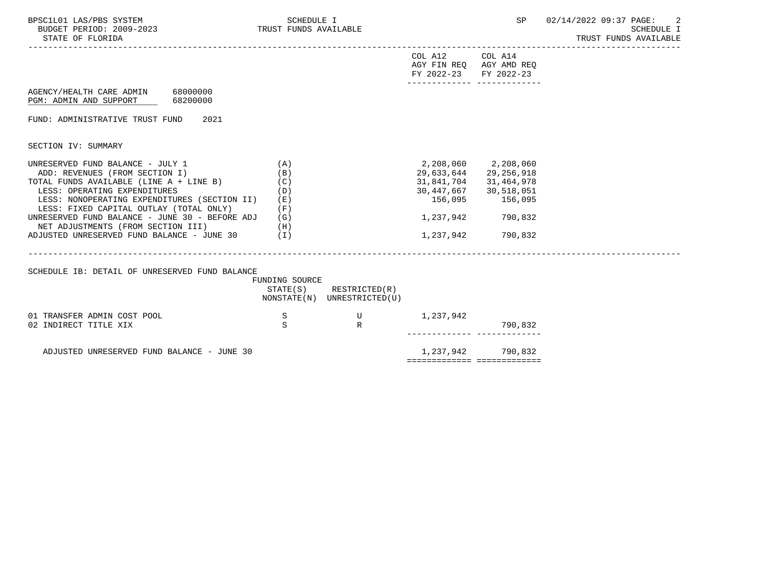BPSC1L01 LAS/PBS SYSTEM
BUDGET PERIOD: 2009-2023
STATE OF FLORIDA

SCHEDULE I
TRUST FUNDS AVAILABLE

SP 02/14/2022 09:37

SCHEDULE I
TRUST FUNDS AVAILABLE

AGENCY/HEALTH CARE ADMIN 68000000
PGM: ADMIN AND SUPPORT 68200000

FUND: ADMINISTRATIVE TRUST FUND 2021

SECTION IV: SUMMARY

| | | COL A12 AGY FIN REQ FY 2022-23 | COL A14 AGY AMD REQ FY 2022-23 |
|---|---|---|---|
| UNRESERVED FUND BALANCE - JULY 1 | (A) | 2,208,060 | 2,208,060 |
| ADD: REVENUES (FROM SECTION I) | (B) | 29,633,644 | 29,256,918 |
| TOTAL FUNDS AVAILABLE (LINE A + LINE B) | (C) | 31,841,704 | 31,464,978 |
| LESS: OPERATING EXPENDITURES | (D) | 30,447,667 | 30,518,051 |
| LESS: NONOPERATING EXPENDITURES (SECTION II) | (E) | 156,095 | 156,095 |
| LESS: FIXED CAPITAL OUTLAY (TOTAL ONLY) | (F) | | |
| UNRESERVED FUND BALANCE - JUNE 30 - BEFORE ADJ | (G) | 1,237,942 | 790,832 |
| NET ADJUSTMENTS (FROM SECTION III) | (H) | | |
| ADJUSTED UNRESERVED FUND BALANCE - JUNE 30 | (I) | 1,237,942 | 790,832 |

SCHEDULE IB: DETAIL OF UNRESERVED FUND BALANCE

| | FUNDING SOURCE STATE(S) NONSTATE(N) | RESTRICTED(R) UNRESTRICTED(U) | COL A12 | COL A14 |
|---|---|---|---|---|
| 01 TRANSFER ADMIN COST POOL | S | U | 1,237,942 | |
| 02 INDIRECT TITLE XIX | S | R | | 790,832 |
| ADJUSTED UNRESERVED FUND BALANCE - JUNE 30 | | | 1,237,942 | 790,832 |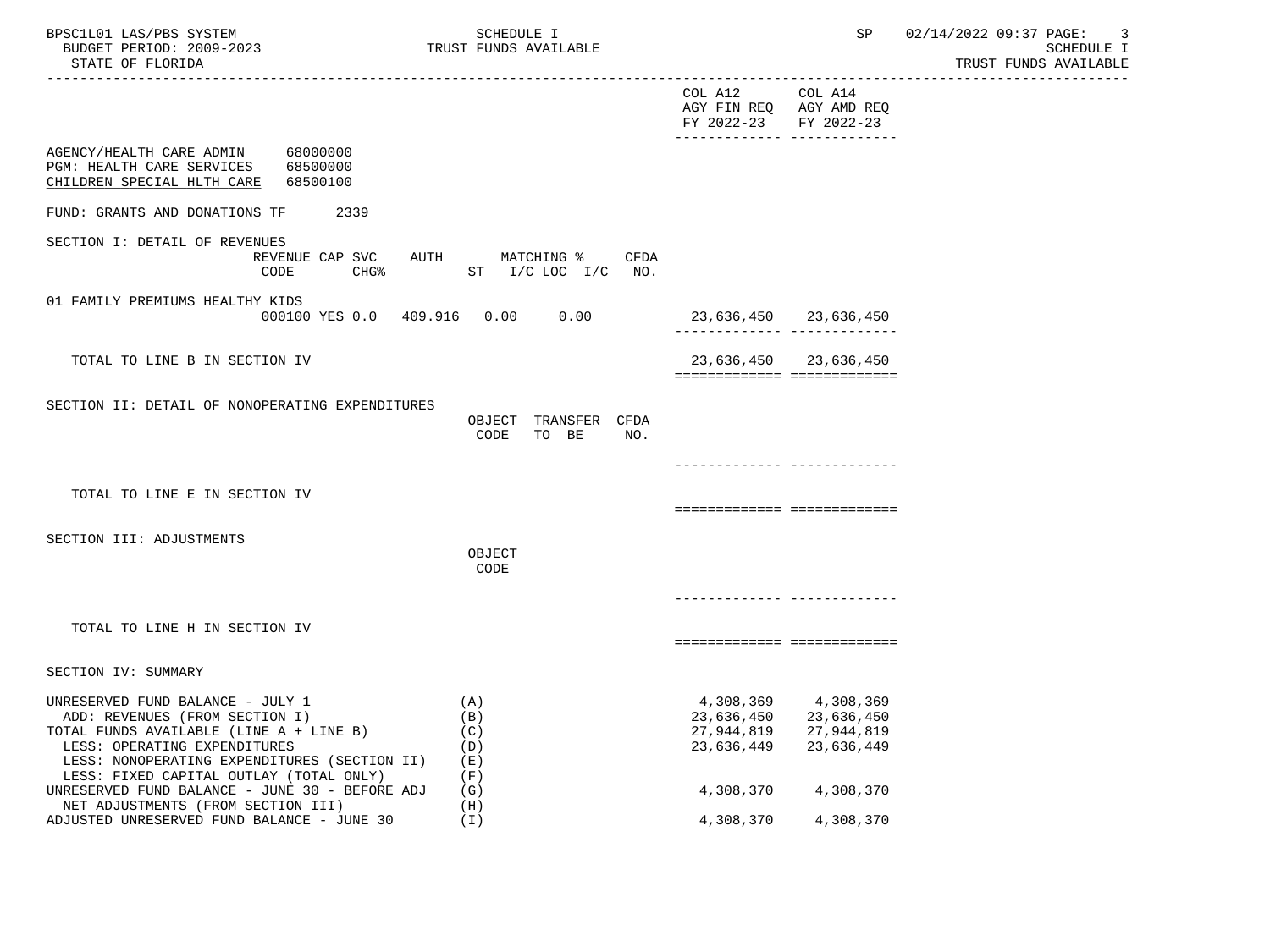BPSC1L01 LAS/PBS SYSTEM — SCHEDULE I — TRUST FUNDS AVAILABLE

BUDGET PERIOD: 2009-2023

STATE OF FLORIDA

SP 02/14/2022 09:37

| | COL A12 AGY FIN REQ FY 2022-23 | COL A14 AGY AMD REQ FY 2022-23 |
|---|---|---|

AGENCY/HEALTH CARE ADMIN 68000000
PGM: HEALTH CARE SERVICES 68500000
CHILDREN SPECIAL HLTH CARE 68500100

FUND: GRANTS AND DONATIONS TF 2339

## SECTION I: DETAIL OF REVENUES

| | REVENUE CODE | CAP SVC CHG% | AUTH ST | MATCHING % I/C | LOC I/C | CFDA NO. | COL A12 | COL A14 |
|---|---|---|---|---|---|---|---|---|
| 01 FAMILY PREMIUMS HEALTHY KIDS | 000100 | YES 0.0 | 409.916 | 0.00 | 0.00 | | 23,636,450 | 23,636,450 |
| TOTAL TO LINE B IN SECTION IV | | | | | | | 23,636,450 | 23,636,450 |

## SECTION II: DETAIL OF NONOPERATING EXPENDITURES

| | OBJECT CODE | TRANSFER TO BE | CFDA NO. | COL A12 | COL A14 |
|---|---|---|---|---|---|
| TOTAL TO LINE E IN SECTION IV | | | | | |

## SECTION III: ADJUSTMENTS

| | OBJECT CODE | COL A12 | COL A14 |
|---|---|---|---|
| TOTAL TO LINE H IN SECTION IV | | | |

## SECTION IV: SUMMARY

| | | COL A12 | COL A14 |
|---|---|---|---|
| UNRESERVED FUND BALANCE - JULY 1 | (A) | 4,308,369 | 4,308,369 |
| ADD: REVENUES (FROM SECTION I) | (B) | 23,636,450 | 23,636,450 |
| TOTAL FUNDS AVAILABLE (LINE A + LINE B) | (C) | 27,944,819 | 27,944,819 |
| LESS: OPERATING EXPENDITURES | (D) | 23,636,449 | 23,636,449 |
| LESS: NONOPERATING EXPENDITURES (SECTION II) | (E) | | |
| LESS: FIXED CAPITAL OUTLAY (TOTAL ONLY) | (F) | | |
| UNRESERVED FUND BALANCE - JUNE 30 - BEFORE ADJ | (G) | 4,308,370 | 4,308,370 |
| NET ADJUSTMENTS (FROM SECTION III) | (H) | | |
| ADJUSTED UNRESERVED FUND BALANCE - JUNE 30 | (I) | 4,308,370 | 4,308,370 |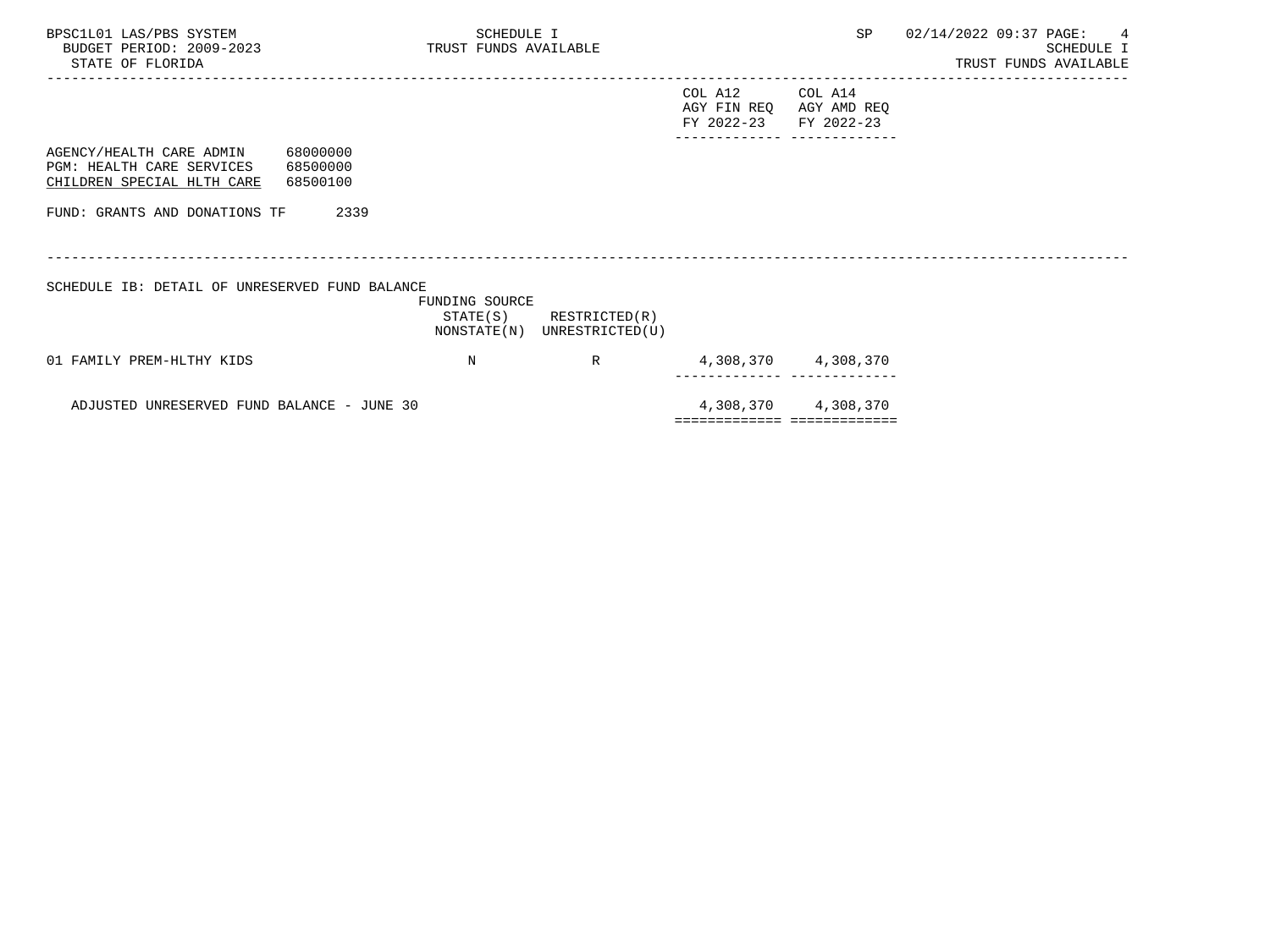| | | | COL A12 AGY FIN REQ FY 2022-23 | COL A14 AGY AMD REQ FY 2022-23 |
|---|---|---|---|---|

AGENCY/HEALTH CARE ADMIN 68000000
PGM: HEALTH CARE SERVICES 68500000
CHILDREN SPECIAL HLTH CARE 68500100

FUND: GRANTS AND DONATIONS TF 2339

SCHEDULE IB: DETAIL OF UNRESERVED FUND BALANCE

| | FUNDING SOURCE STATE(S) NONSTATE(N) | RESTRICTED(R) UNRESTRICTED(U) | COL A12 AGY FIN REQ FY 2022-23 | COL A14 AGY AMD REQ FY 2022-23 |
|---|---|---|---|---|
| 01 FAMILY PREM-HLTHY KIDS | N | R | 4,308,370 | 4,308,370 |
| ADJUSTED UNRESERVED FUND BALANCE - JUNE 30 | | | 4,308,370 | 4,308,370 |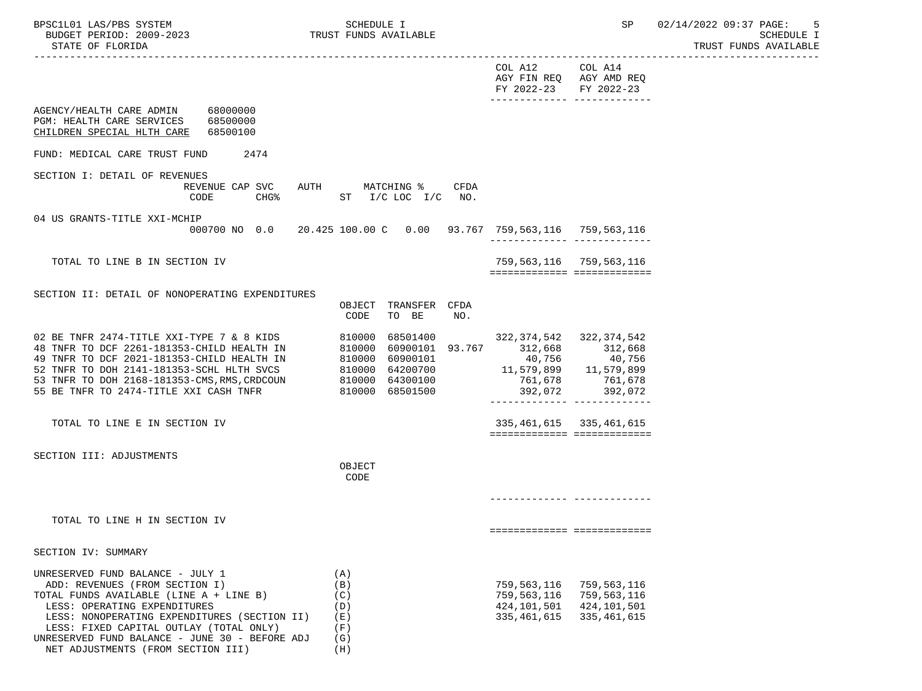| | COL A12 AGY FIN REQ FY 2022-23 | COL A14 AGY AMD REQ FY 2022-23 |
|---|---|---|

AGENCY/HEALTH CARE ADMIN 68000000
PGM: HEALTH CARE SERVICES 68500000
CHILDREN SPECIAL HLTH CARE 68500100

FUND: MEDICAL CARE TRUST FUND 2474

## SECTION I: DETAIL OF REVENUES

| | REVENUE CODE | CAP SVC CHG% | AUTH ST | MATCHING % I/C | LOC I/C | CFDA NO. | COL A12 | COL A14 |
|---|---|---|---|---|---|---|---|---|
| 04 US GRANTS-TITLE XXI-MCHIP | 000700 | NO 0.0 | 20.425 | 100.00 C | 0.00 | 93.767 | 759,563,116 | 759,563,116 |
| TOTAL TO LINE B IN SECTION IV | | | | | | | 759,563,116 | 759,563,116 |

## SECTION II: DETAIL OF NONOPERATING EXPENDITURES

| | OBJECT CODE | TRANSFER TO BE | CFDA NO. | COL A12 | COL A14 |
|---|---|---|---|---|---|
| 02 BE TNFR 2474-TITLE XXI-TYPE 7 & 8 KIDS | 810000 | 68501400 | | 322,374,542 | 322,374,542 |
| 48 TNFR TO DCF 2261-181353-CHILD HEALTH IN | 810000 | 60900101 | 93.767 | 312,668 | 312,668 |
| 49 TNFR TO DCF 2021-181353-CHILD HEALTH IN | 810000 | 60900101 | | 40,756 | 40,756 |
| 52 TNFR TO DOH 2141-181353-SCHL HLTH SVCS | 810000 | 64200700 | | 11,579,899 | 11,579,899 |
| 53 TNFR TO DOH 2168-181353-CMS,RMS,CRDCOUN | 810000 | 64300100 | | 761,678 | 761,678 |
| 55 BE TNFR TO 2474-TITLE XXI CASH TNFR | 810000 | 68501500 | | 392,072 | 392,072 |
| TOTAL TO LINE E IN SECTION IV | | | | 335,461,615 | 335,461,615 |

## SECTION III: ADJUSTMENTS

| | OBJECT CODE | COL A12 | COL A14 |
|---|---|---|---|
| TOTAL TO LINE H IN SECTION IV | | | |

## SECTION IV: SUMMARY

| | | COL A12 | COL A14 |
|---|---|---|---|
| UNRESERVED FUND BALANCE - JULY 1 | (A) | | |
| ADD: REVENUES (FROM SECTION I) | (B) | 759,563,116 | 759,563,116 |
| TOTAL FUNDS AVAILABLE (LINE A + LINE B) | (C) | 759,563,116 | 759,563,116 |
| LESS: OPERATING EXPENDITURES | (D) | 424,101,501 | 424,101,501 |
| LESS: NONOPERATING EXPENDITURES (SECTION II) | (E) | 335,461,615 | 335,461,615 |
| LESS: FIXED CAPITAL OUTLAY (TOTAL ONLY) | (F) | | |
| UNRESERVED FUND BALANCE - JUNE 30 - BEFORE ADJ | (G) | | |
| NET ADJUSTMENTS (FROM SECTION III) | (H) | | |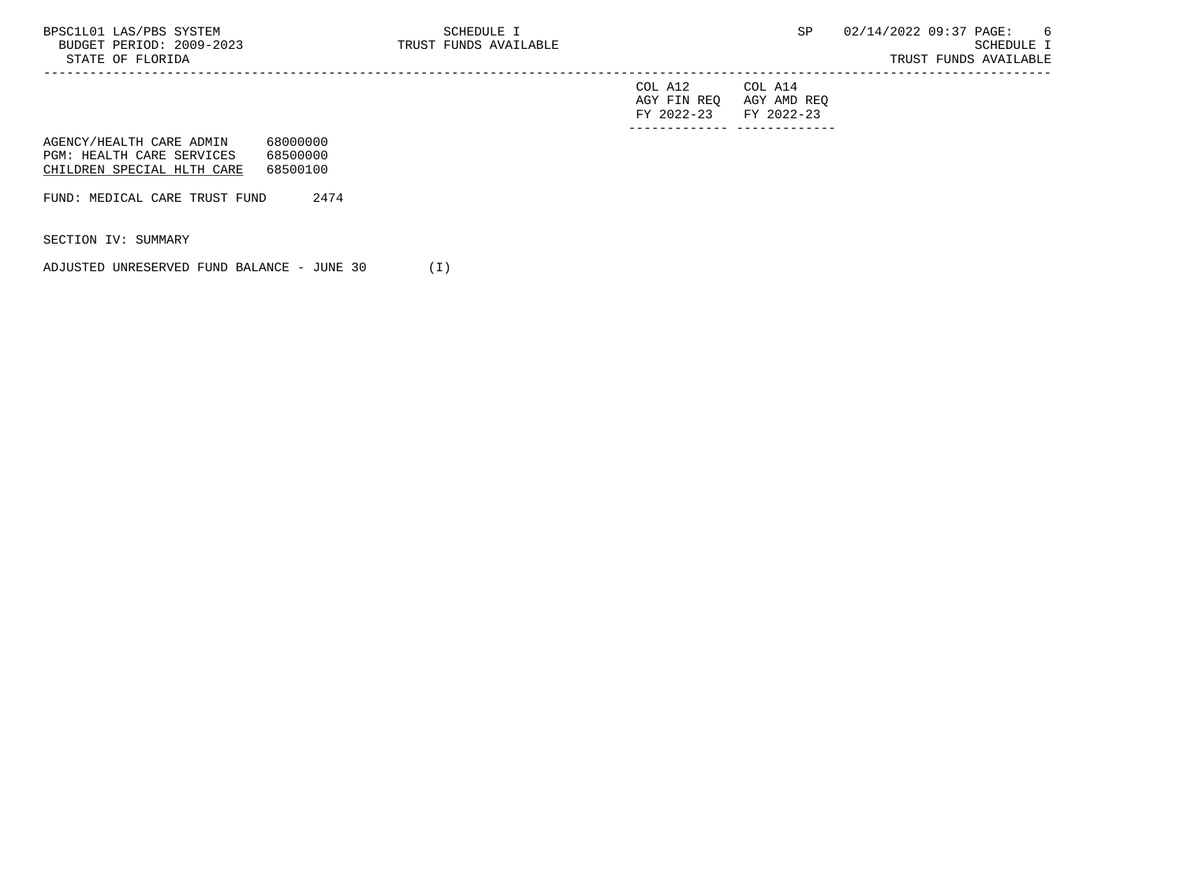| | COL A12 AGY FIN REQ FY 2022-23 | COL A14 AGY AMD REQ FY 2022-23 |
|---|---|---|
| AGENCY/HEALTH CARE ADMIN 68000000 | | |
| PGM: HEALTH CARE SERVICES 68500000 | | |
| CHILDREN SPECIAL HLTH CARE 68500100 | | |
| FUND: MEDICAL CARE TRUST FUND 2474 | | |
| SECTION IV: SUMMARY | | |
| ADJUSTED UNRESERVED FUND BALANCE - JUNE 30 (I) | | |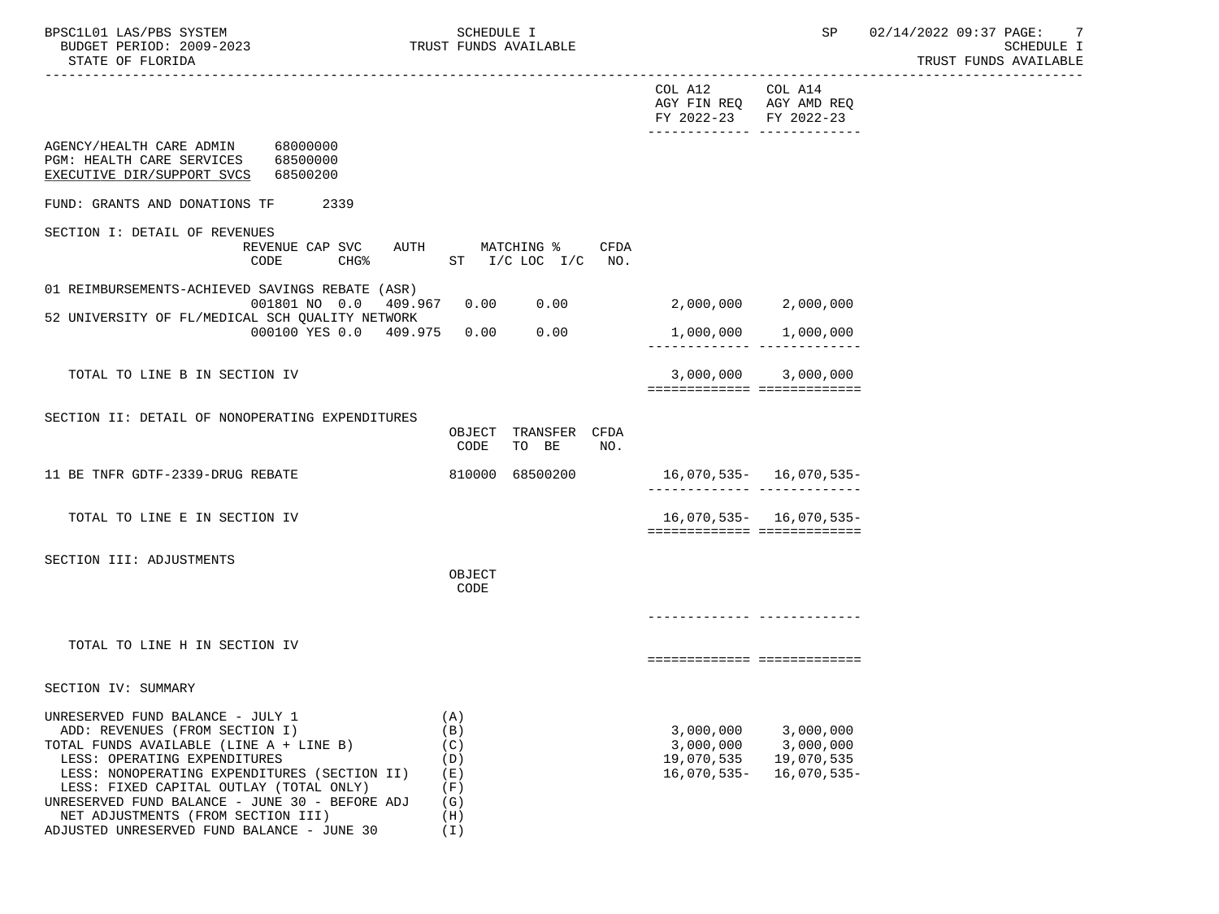| | COL A12 AGY FIN REQ FY 2022-23 | COL A14 AGY AMD REQ FY 2022-23 |
|---|---|---|

AGENCY/HEALTH CARE ADMIN 68000000
PGM: HEALTH CARE SERVICES 68500000
EXECUTIVE DIR/SUPPORT SVCS 68500200

FUND: GRANTS AND DONATIONS TF 2339

## SECTION I: DETAIL OF REVENUES

| | REVENUE CODE | CAP SVC CHG% | AUTH ST | MATCHING % I/C | LOC I/C | CFDA NO. | COL A12 | COL A14 |
|---|---|---|---|---|---|---|---|---|
| 01 REIMBURSEMENTS-ACHIEVED SAVINGS REBATE (ASR) | 001801 | NO 0.0 | 409.967 | 0.00 | 0.00 | | 2,000,000 | 2,000,000 |
| 52 UNIVERSITY OF FL/MEDICAL SCH QUALITY NETWORK | 000100 | YES 0.0 | 409.975 | 0.00 | 0.00 | | 1,000,000 | 1,000,000 |
| TOTAL TO LINE B IN SECTION IV | | | | | | | 3,000,000 | 3,000,000 |

## SECTION II: DETAIL OF NONOPERATING EXPENDITURES

| | OBJECT CODE | TRANSFER TO BE | CFDA NO. | COL A12 | COL A14 |
|---|---|---|---|---|---|
| 11 BE TNFR GDTF-2339-DRUG REBATE | 810000 | 68500200 | | 16,070,535- | 16,070,535- |
| TOTAL TO LINE E IN SECTION IV | | | | 16,070,535- | 16,070,535- |

## SECTION III: ADJUSTMENTS

| | OBJECT CODE | COL A12 | COL A14 |
|---|---|---|---|
| TOTAL TO LINE H IN SECTION IV | | | |

## SECTION IV: SUMMARY

| | | COL A12 | COL A14 |
|---|---|---|---|
| UNRESERVED FUND BALANCE - JULY 1 | (A) | | |
| ADD: REVENUES (FROM SECTION I) | (B) | 3,000,000 | 3,000,000 |
| TOTAL FUNDS AVAILABLE (LINE A + LINE B) | (C) | 3,000,000 | 3,000,000 |
| LESS: OPERATING EXPENDITURES | (D) | 19,070,535 | 19,070,535 |
| LESS: NONOPERATING EXPENDITURES (SECTION II) | (E) | 16,070,535- | 16,070,535- |
| LESS: FIXED CAPITAL OUTLAY (TOTAL ONLY) | (F) | | |
| UNRESERVED FUND BALANCE - JUNE 30 - BEFORE ADJ | (G) | | |
| NET ADJUSTMENTS (FROM SECTION III) | (H) | | |
| ADJUSTED UNRESERVED FUND BALANCE - JUNE 30 | (I) | | |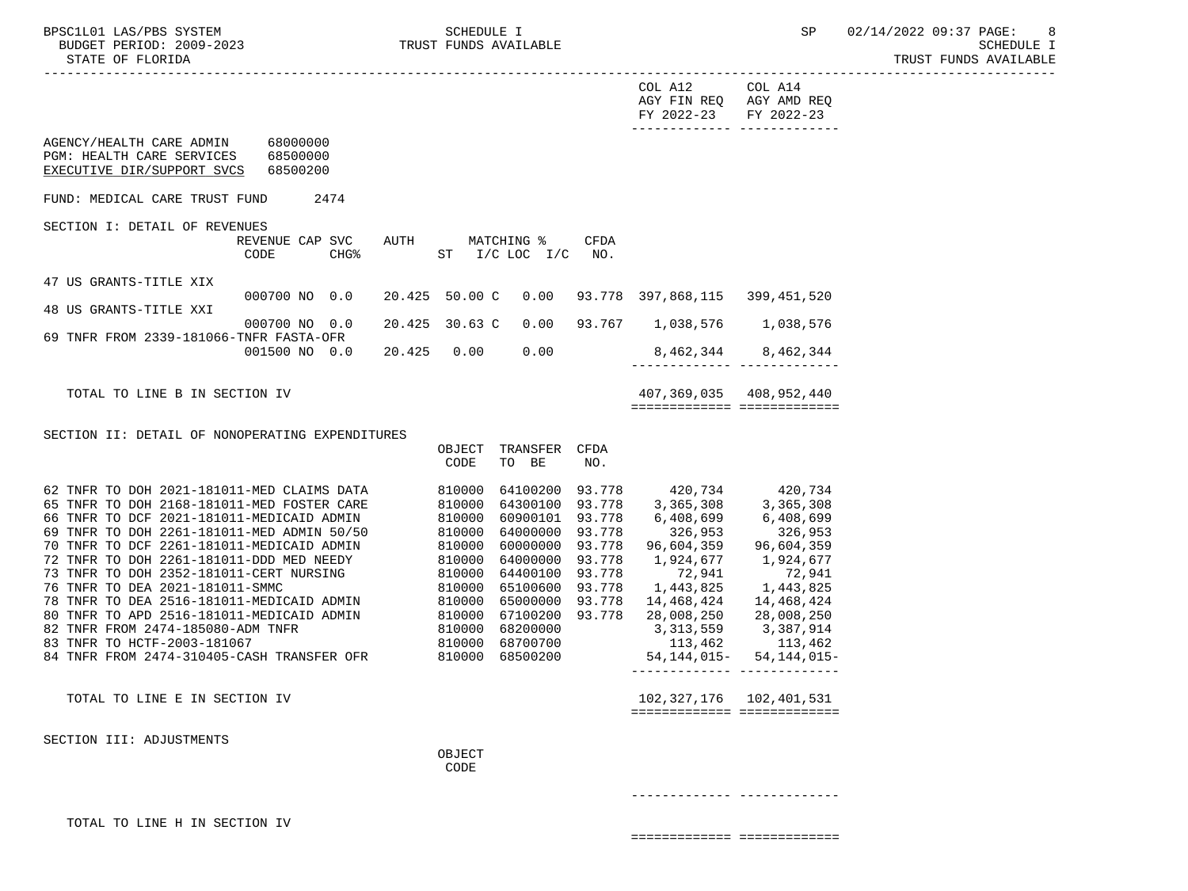BPSC1L01 LAS/PBS SYSTEM SCHEDULE I SP 02/14/2022 09:37 PAGE: 8
BUDGET PERIOD: 2009-2023 TRUST FUNDS AVAILABLE SCHEDULE I
STATE OF FLORIDA TRUST FUNDS AVAILABLE

| | COL A12 AGY FIN REQ FY 2022-23 | COL A14 AGY AMD REQ FY 2022-23 |
|---|---|---|

AGENCY/HEALTH CARE ADMIN 68000000
PGM: HEALTH CARE SERVICES 68500000
EXECUTIVE DIR/SUPPORT SVCS 68500200

FUND: MEDICAL CARE TRUST FUND 2474

## SECTION I: DETAIL OF REVENUES

| | REVENUE CODE | CAP | SVC CHG% | AUTH | MATCHING % ST | I/C | LOC | I/C | CFDA NO. | COL A12 | COL A14 |
|---|---|---|---|---|---|---|---|---|---|---|---|
| 47 US GRANTS-TITLE XIX | 000700 | NO | 0.0 | 20.425 | 50.00 | C | 0.00 | | 93.778 | 397,868,115 | 399,451,520 |
| 48 US GRANTS-TITLE XXI | 000700 | NO | 0.0 | 20.425 | 30.63 | C | 0.00 | | 93.767 | 1,038,576 | 1,038,576 |
| 69 TNFR FROM 2339-181066-TNFR FASTA-OFR | 001500 | NO | 0.0 | 20.425 | 0.00 | | 0.00 | | | 8,462,344 | 8,462,344 |
| TOTAL TO LINE B IN SECTION IV | | | | | | | | | | 407,369,035 | 408,952,440 |

## SECTION II: DETAIL OF NONOPERATING EXPENDITURES

| | OBJECT CODE | TRANSFER TO BE | CFDA NO. | COL A12 | COL A14 |
|---|---|---|---|---|---|
| 62 TNFR TO DOH 2021-181011-MED CLAIMS DATA | 810000 | 64100200 | 93.778 | 420,734 | 420,734 |
| 65 TNFR TO DOH 2168-181011-MED FOSTER CARE | 810000 | 64300100 | 93.778 | 3,365,308 | 3,365,308 |
| 66 TNFR TO DCF 2021-181011-MEDICAID ADMIN | 810000 | 60900101 | 93.778 | 6,408,699 | 6,408,699 |
| 69 TNFR TO DOH 2261-181011-MED ADMIN 50/50 | 810000 | 64000000 | 93.778 | 326,953 | 326,953 |
| 70 TNFR TO DCF 2261-181011-MEDICAID ADMIN | 810000 | 60000000 | 93.778 | 96,604,359 | 96,604,359 |
| 72 TNFR TO DOH 2261-181011-DDD MED NEEDY | 810000 | 64000000 | 93.778 | 1,924,677 | 1,924,677 |
| 73 TNFR TO DOH 2352-181011-CERT NURSING | 810000 | 64400100 | 93.778 | 72,941 | 72,941 |
| 76 TNFR TO DEA 2021-181011-SMMC | 810000 | 65100600 | 93.778 | 1,443,825 | 1,443,825 |
| 78 TNFR TO DEA 2516-181011-MEDICAID ADMIN | 810000 | 65000000 | 93.778 | 14,468,424 | 14,468,424 |
| 80 TNFR TO APD 2516-181011-MEDICAID ADMIN | 810000 | 67100200 | 93.778 | 28,008,250 | 28,008,250 |
| 82 TNFR FROM 2474-185080-ADM TNFR | 810000 | 68200000 | | 3,313,559 | 3,387,914 |
| 83 TNFR TO HCTF-2003-181067 | 810000 | 68700700 | | 113,462 | 113,462 |
| 84 TNFR FROM 2474-310405-CASH TRANSFER OFR | 810000 | 68500200 | | 54,144,015- | 54,144,015- |
| TOTAL TO LINE E IN SECTION IV | | | | 102,327,176 | 102,401,531 |

## SECTION III: ADJUSTMENTS

| | OBJECT CODE | COL A12 | COL A14 |
|---|---|---|---|
| TOTAL TO LINE H IN SECTION IV | | | |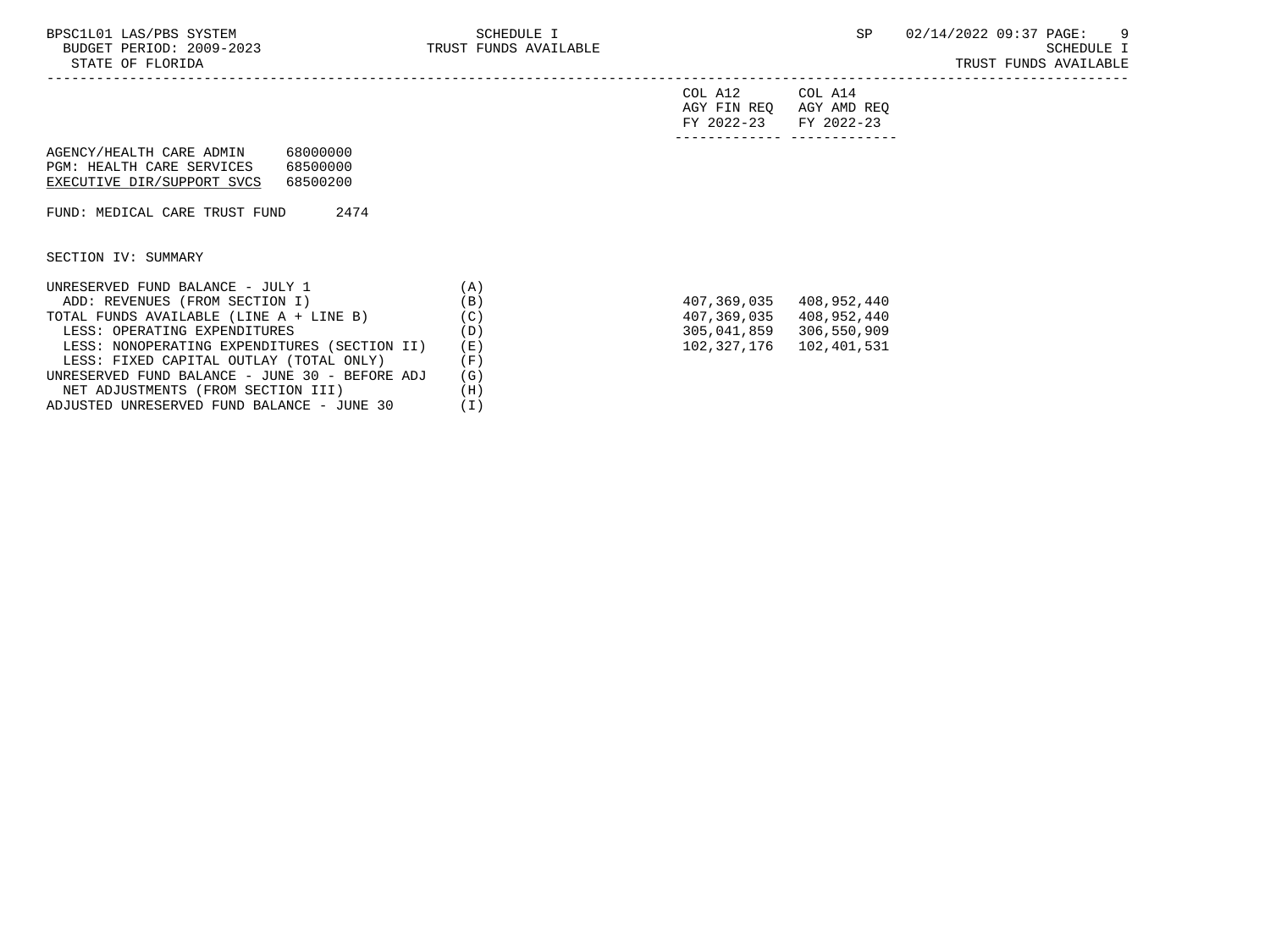| | | COL A12 AGY FIN REQ FY 2022-23 | COL A14 AGY AMD REQ FY 2022-23 |
|---|---|---|---|
| AGENCY/HEALTH CARE ADMIN 68000000 | | | |
| PGM: HEALTH CARE SERVICES 68500000 | | | |
| EXECUTIVE DIR/SUPPORT SVCS 68500200 | | | |
| FUND: MEDICAL CARE TRUST FUND 2474 | | | |
| SECTION IV: SUMMARY | | | |
| UNRESERVED FUND BALANCE - JULY 1 | (A) | | |
| ADD: REVENUES (FROM SECTION I) | (B) | 407,369,035 | 408,952,440 |
| TOTAL FUNDS AVAILABLE (LINE A + LINE B) | (C) | 407,369,035 | 408,952,440 |
| LESS: OPERATING EXPENDITURES | (D) | 305,041,859 | 306,550,909 |
| LESS: NONOPERATING EXPENDITURES (SECTION II) | (E) | 102,327,176 | 102,401,531 |
| LESS: FIXED CAPITAL OUTLAY (TOTAL ONLY) | (F) | | |
| UNRESERVED FUND BALANCE - JUNE 30 - BEFORE ADJ | (G) | | |
| NET ADJUSTMENTS (FROM SECTION III) | (H) | | |
| ADJUSTED UNRESERVED FUND BALANCE - JUNE 30 | (I) | | |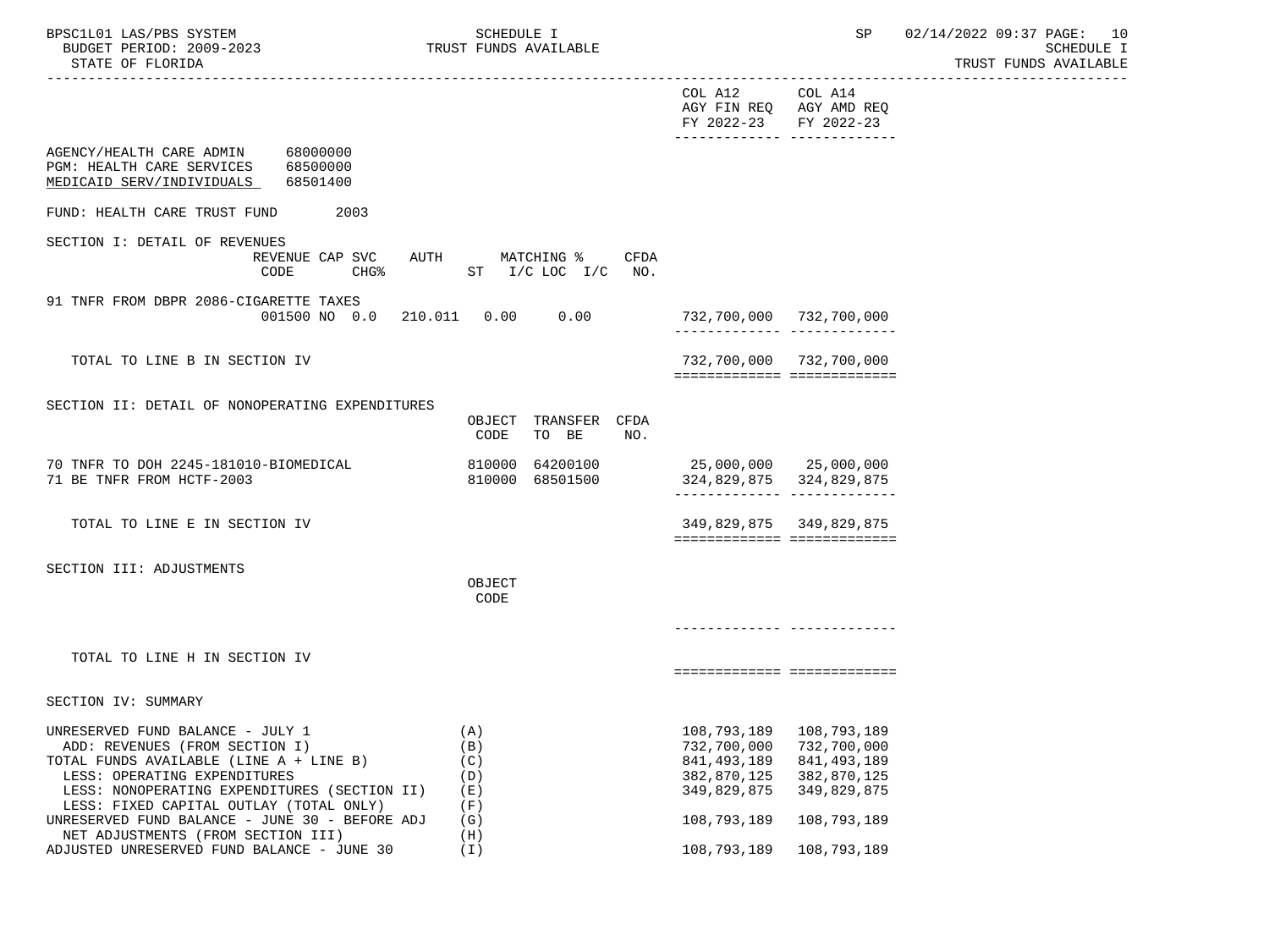| | COL A12 AGY FIN REQ FY 2022-23 | COL A14 AGY AMD REQ FY 2022-23 |
|---|---|---|

AGENCY/HEALTH CARE ADMIN 68000000
PGM: HEALTH CARE SERVICES 68500000
MEDICAID SERV/INDIVIDUALS 68501400

FUND: HEALTH CARE TRUST FUND 2003

SECTION I: DETAIL OF REVENUES

| | REVENUE CODE | CAP SVC CHG% | AUTH | MATCHING % ST | I/C LOC I/C | CFDA NO. | COL A12 | COL A14 |
|---|---|---|---|---|---|---|---|---|
| 91 TNFR FROM DBPR 2086-CIGARETTE TAXES | 001500 | NO 0.0 | 210.011 | 0.00 | 0.00 | | 732,700,000 | 732,700,000 |
| TOTAL TO LINE B IN SECTION IV | | | | | | | 732,700,000 | 732,700,000 |

SECTION II: DETAIL OF NONOPERATING EXPENDITURES

| | OBJECT CODE | TRANSFER TO BE | CFDA NO. | COL A12 | COL A14 |
|---|---|---|---|---|---|
| 70 TNFR TO DOH 2245-181010-BIOMEDICAL | 810000 | 64200100 | | 25,000,000 | 25,000,000 |
| 71 BE TNFR FROM HCTF-2003 | 810000 | 68501500 | | 324,829,875 | 324,829,875 |
| TOTAL TO LINE E IN SECTION IV | | | | 349,829,875 | 349,829,875 |

SECTION III: ADJUSTMENTS

| | OBJECT CODE | COL A12 | COL A14 |
|---|---|---|---|
| TOTAL TO LINE H IN SECTION IV | | | |

SECTION IV: SUMMARY

| | | COL A12 | COL A14 |
|---|---|---|---|
| UNRESERVED FUND BALANCE - JULY 1 | (A) | 108,793,189 | 108,793,189 |
| ADD: REVENUES (FROM SECTION I) | (B) | 732,700,000 | 732,700,000 |
| TOTAL FUNDS AVAILABLE (LINE A + LINE B) | (C) | 841,493,189 | 841,493,189 |
| LESS: OPERATING EXPENDITURES | (D) | 382,870,125 | 382,870,125 |
| LESS: NONOPERATING EXPENDITURES (SECTION II) | (E) | 349,829,875 | 349,829,875 |
| LESS: FIXED CAPITAL OUTLAY (TOTAL ONLY) | (F) | | |
| UNRESERVED FUND BALANCE - JUNE 30 - BEFORE ADJ | (G) | 108,793,189 | 108,793,189 |
| NET ADJUSTMENTS (FROM SECTION III) | (H) | | |
| ADJUSTED UNRESERVED FUND BALANCE - JUNE 30 | (I) | 108,793,189 | 108,793,189 |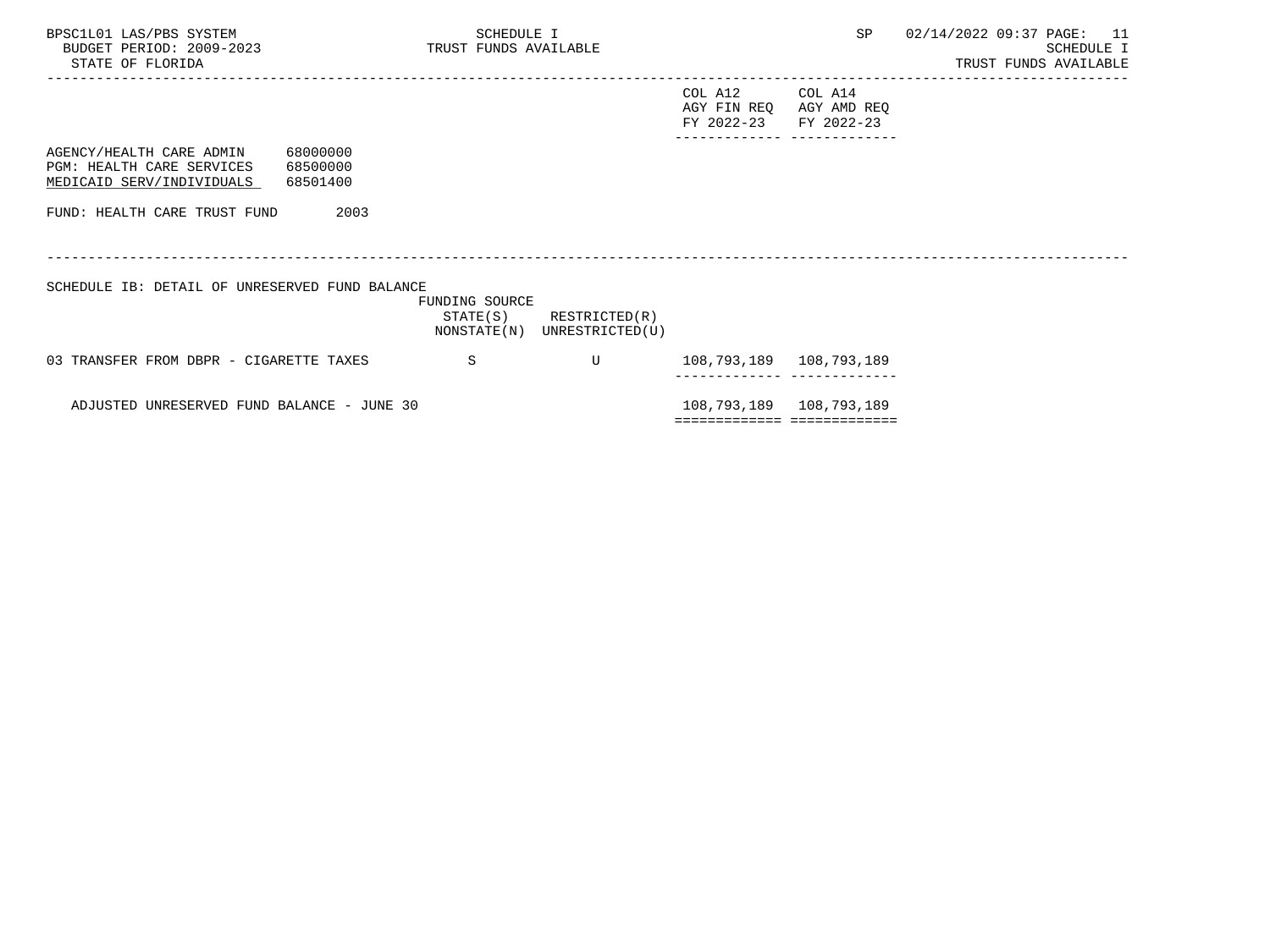| | | | COL A12 AGY FIN REQ FY 2022-23 | COL A14 AGY AMD REQ FY 2022-23 |
|---|---|---|---|---|

AGENCY/HEALTH CARE ADMIN 68000000
PGM: HEALTH CARE SERVICES 68500000
MEDICAID SERV/INDIVIDUALS 68501400

FUND: HEALTH CARE TRUST FUND 2003

SCHEDULE IB: DETAIL OF UNRESERVED FUND BALANCE

| | FUNDING SOURCE STATE(S) NONSTATE(N) | RESTRICTED(R) UNRESTRICTED(U) | COL A12 AGY FIN REQ FY 2022-23 | COL A14 AGY AMD REQ FY 2022-23 |
|---|---|---|---|---|
| 03 TRANSFER FROM DBPR - CIGARETTE TAXES | S | U | 108,793,189 | 108,793,189 |
| ADJUSTED UNRESERVED FUND BALANCE - JUNE 30 | | | 108,793,189 | 108,793,189 |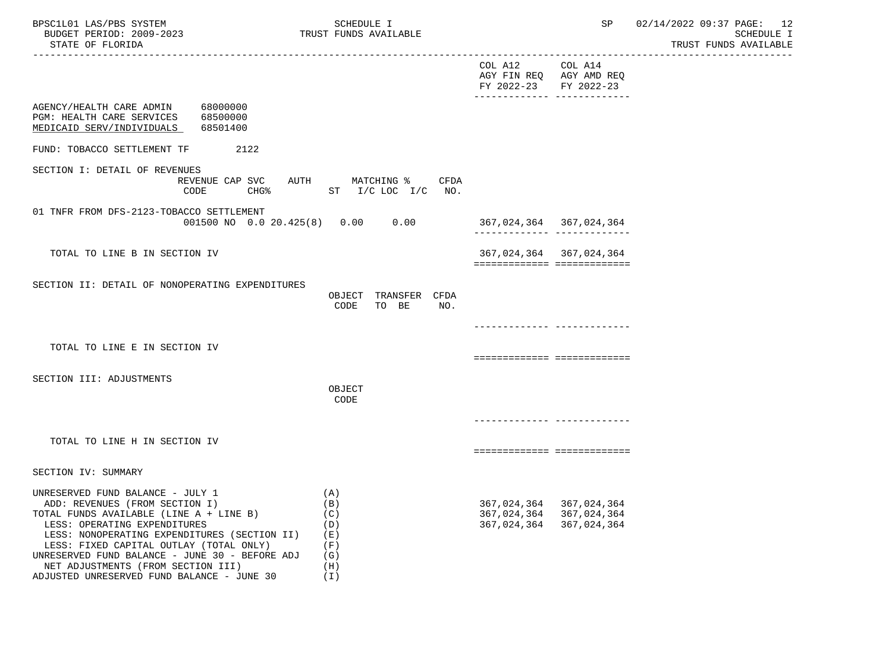BPSC1L01 LAS/PBS SYSTEM — SCHEDULE I — TRUST FUNDS AVAILABLE

BUDGET PERIOD: 2009-2023

STATE OF FLORIDA

| | COL A12 AGY FIN REQ FY 2022-23 | COL A14 AGY AMD REQ FY 2022-23 |
|---|---|---|

AGENCY/HEALTH CARE ADMIN 68000000
PGM: HEALTH CARE SERVICES 68500000
MEDICAID SERV/INDIVIDUALS 68501400

FUND: TOBACCO SETTLEMENT TF 2122

## SECTION I: DETAIL OF REVENUES

| | REVENUE CODE | CAP SVC CHG% | AUTH ST | MATCHING % I/C | LOC I/C | CFDA NO. | COL A12 | COL A14 |
|---|---|---|---|---|---|---|---|---|
| 01 TNFR FROM DFS-2123-TOBACCO SETTLEMENT | 001500 | NO 0.0 | 20.425(8) | 0.00 | 0.00 | | 367,024,364 | 367,024,364 |
| TOTAL TO LINE B IN SECTION IV | | | | | | | 367,024,364 | 367,024,364 |

## SECTION II: DETAIL OF NONOPERATING EXPENDITURES

| | OBJECT CODE | TRANSFER TO BE | CFDA NO. | COL A12 | COL A14 |
|---|---|---|---|---|---|
| TOTAL TO LINE E IN SECTION IV | | | | | |

## SECTION III: ADJUSTMENTS

| | OBJECT CODE | COL A12 | COL A14 |
|---|---|---|---|
| TOTAL TO LINE H IN SECTION IV | | | |

## SECTION IV: SUMMARY

| | | COL A12 | COL A14 |
|---|---|---|---|
| UNRESERVED FUND BALANCE - JULY 1 | (A) | | |
| ADD: REVENUES (FROM SECTION I) | (B) | 367,024,364 | 367,024,364 |
| TOTAL FUNDS AVAILABLE (LINE A + LINE B) | (C) | 367,024,364 | 367,024,364 |
| LESS: OPERATING EXPENDITURES | (D) | 367,024,364 | 367,024,364 |
| LESS: NONOPERATING EXPENDITURES (SECTION II) | (E) | | |
| LESS: FIXED CAPITAL OUTLAY (TOTAL ONLY) | (F) | | |
| UNRESERVED FUND BALANCE - JUNE 30 - BEFORE ADJ | (G) | | |
| NET ADJUSTMENTS (FROM SECTION III) | (H) | | |
| ADJUSTED UNRESERVED FUND BALANCE - JUNE 30 | (I) | | |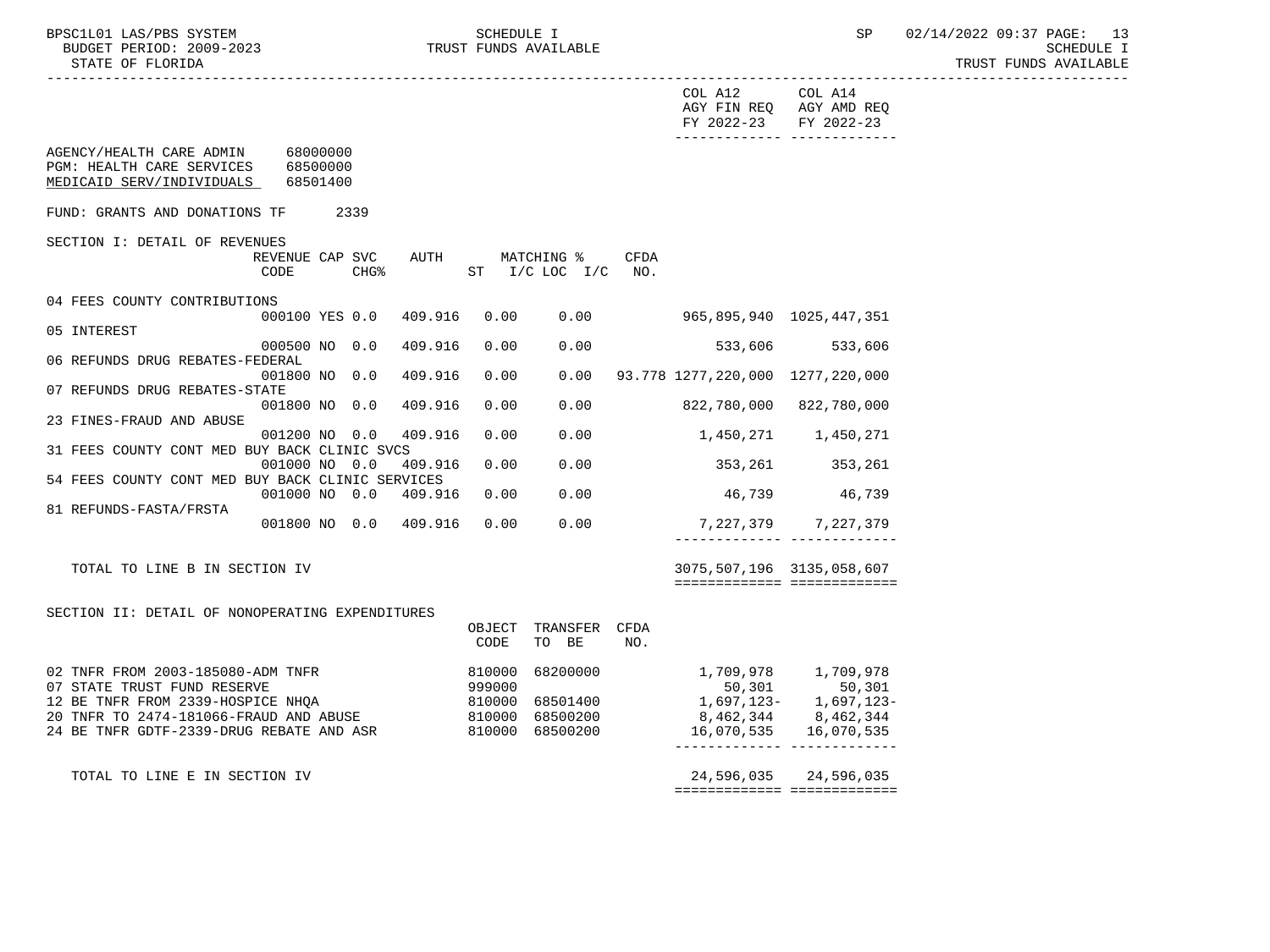COL A12 AGY FIN REQ FY 2022-23 | COL A14 AGY AMD REQ FY 2022-23

AGENCY/HEALTH CARE ADMIN 68000000
PGM: HEALTH CARE SERVICES 68500000
MEDICAID SERV/INDIVIDUALS 68501400

FUND: GRANTS AND DONATIONS TF 2339

SECTION I: DETAIL OF REVENUES

| | REVENUE CODE | CAP | SVC CHG% | AUTH ST | MATCHING % I/C | LOC I/C | CFDA NO. | COL A12 AGY FIN REQ FY 2022-23 | COL A14 AGY AMD REQ FY 2022-23 |
|---|---|---|---|---|---|---|---|---|---|
| 04 FEES COUNTY CONTRIBUTIONS | 000100 | YES | 0.0 | 409.916 | 0.00 | 0.00 | | 965,895,940 | 1025,447,351 |
| 05 INTEREST | 000500 | NO | 0.0 | 409.916 | 0.00 | 0.00 | | 533,606 | 533,606 |
| 06 REFUNDS DRUG REBATES-FEDERAL | 001800 | NO | 0.0 | 409.916 | 0.00 | 0.00 | 93.778 | 1277,220,000 | 1277,220,000 |
| 07 REFUNDS DRUG REBATES-STATE | 001800 | NO | 0.0 | 409.916 | 0.00 | 0.00 | | 822,780,000 | 822,780,000 |
| 23 FINES-FRAUD AND ABUSE | 001200 | NO | 0.0 | 409.916 | 0.00 | 0.00 | | 1,450,271 | 1,450,271 |
| 31 FEES COUNTY CONT MED BUY BACK CLINIC SVCS | 001000 | NO | 0.0 | 409.916 | 0.00 | 0.00 | | 353,261 | 353,261 |
| 54 FEES COUNTY CONT MED BUY BACK CLINIC SERVICES | 001000 | NO | 0.0 | 409.916 | 0.00 | 0.00 | | 46,739 | 46,739 |
| 81 REFUNDS-FASTA/FRSTA | 001800 | NO | 0.0 | 409.916 | 0.00 | 0.00 | | 7,227,379 | 7,227,379 |
| TOTAL TO LINE B IN SECTION IV | | | | | | | | 3075,507,196 | 3135,058,607 |

SECTION II: DETAIL OF NONOPERATING EXPENDITURES

| | OBJECT CODE | TRANSFER TO BE | CFDA NO. | COL A12 AGY FIN REQ FY 2022-23 | COL A14 AGY AMD REQ FY 2022-23 |
|---|---|---|---|---|---|
| 02 TNFR FROM 2003-185080-ADM TNFR | 810000 | 68200000 | | 1,709,978 | 1,709,978 |
| 07 STATE TRUST FUND RESERVE | 999000 | | | 50,301 | 50,301 |
| 12 BE TNFR FROM 2339-HOSPICE NHQA | 810000 | 68501400 | | 1,697,123- | 1,697,123- |
| 20 TNFR TO 2474-181066-FRAUD AND ABUSE | 810000 | 68500200 | | 8,462,344 | 8,462,344 |
| 24 BE TNFR GDTF-2339-DRUG REBATE AND ASR | 810000 | 68500200 | | 16,070,535 | 16,070,535 |
| TOTAL TO LINE E IN SECTION IV | | | | 24,596,035 | 24,596,035 |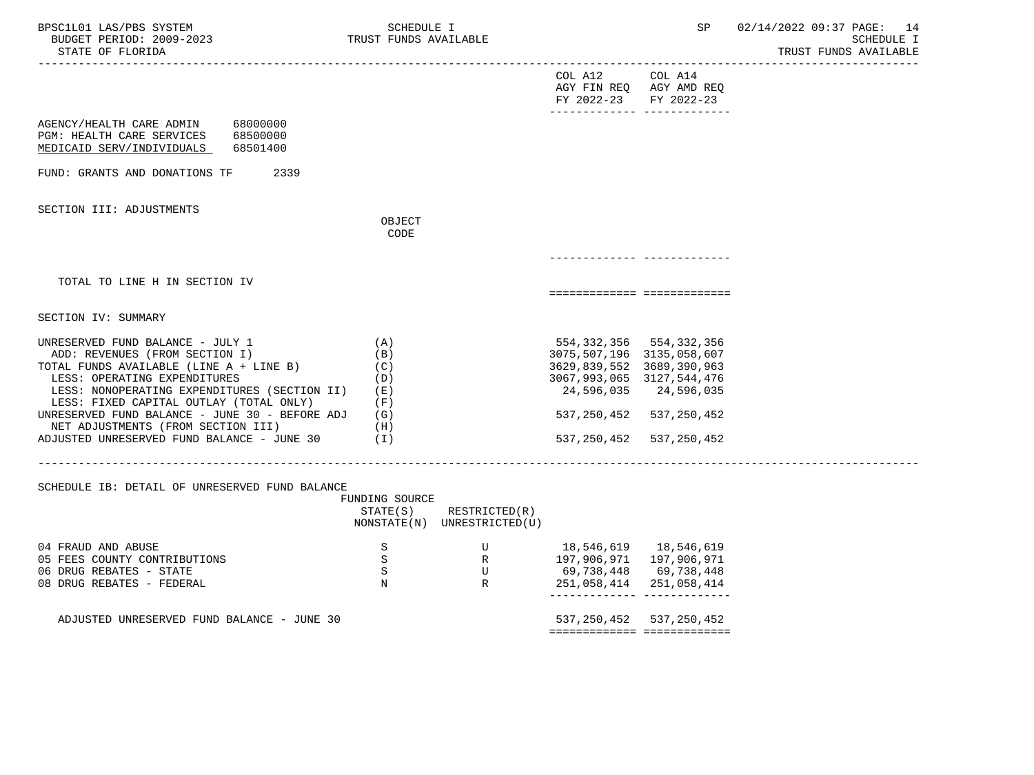| | | COL A12 AGY FIN REQ FY 2022-23 | COL A14 AGY AMD REQ FY 2022-23 |
|---|---|---|---|

AGENCY/HEALTH CARE ADMIN 68000000
PGM: HEALTH CARE SERVICES 68500000
MEDICAID SERV/INDIVIDUALS 68501400

FUND: GRANTS AND DONATIONS TF 2339

SECTION III: ADJUSTMENTS

| | OBJECT CODE | COL A12 | COL A14 |
|---|---|---|---|
| TOTAL TO LINE H IN SECTION IV | | | |

SECTION IV: SUMMARY

| | | COL A12 | COL A14 |
|---|---|---|---|
| UNRESERVED FUND BALANCE - JULY 1 | (A) | 554,332,356 | 554,332,356 |
| ADD: REVENUES (FROM SECTION I) | (B) | 3075,507,196 | 3135,058,607 |
| TOTAL FUNDS AVAILABLE (LINE A + LINE B) | (C) | 3629,839,552 | 3689,390,963 |
| LESS: OPERATING EXPENDITURES | (D) | 3067,993,065 | 3127,544,476 |
| LESS: NONOPERATING EXPENDITURES (SECTION II) | (E) | 24,596,035 | 24,596,035 |
| LESS: FIXED CAPITAL OUTLAY (TOTAL ONLY) | (F) | | |
| UNRESERVED FUND BALANCE - JUNE 30 - BEFORE ADJ | (G) | 537,250,452 | 537,250,452 |
| NET ADJUSTMENTS (FROM SECTION III) | (H) | | |
| ADJUSTED UNRESERVED FUND BALANCE - JUNE 30 | (I) | 537,250,452 | 537,250,452 |

SCHEDULE IB: DETAIL OF UNRESERVED FUND BALANCE

| | FUNDING SOURCE STATE(S) NONSTATE(N) | RESTRICTED(R) UNRESTRICTED(U) | COL A12 | COL A14 |
|---|---|---|---|---|
| 04 FRAUD AND ABUSE | S | U | 18,546,619 | 18,546,619 |
| 05 FEES COUNTY CONTRIBUTIONS | S | R | 197,906,971 | 197,906,971 |
| 06 DRUG REBATES - STATE | S | U | 69,738,448 | 69,738,448 |
| 08 DRUG REBATES - FEDERAL | N | R | 251,058,414 | 251,058,414 |
| ADJUSTED UNRESERVED FUND BALANCE - JUNE 30 | | | 537,250,452 | 537,250,452 |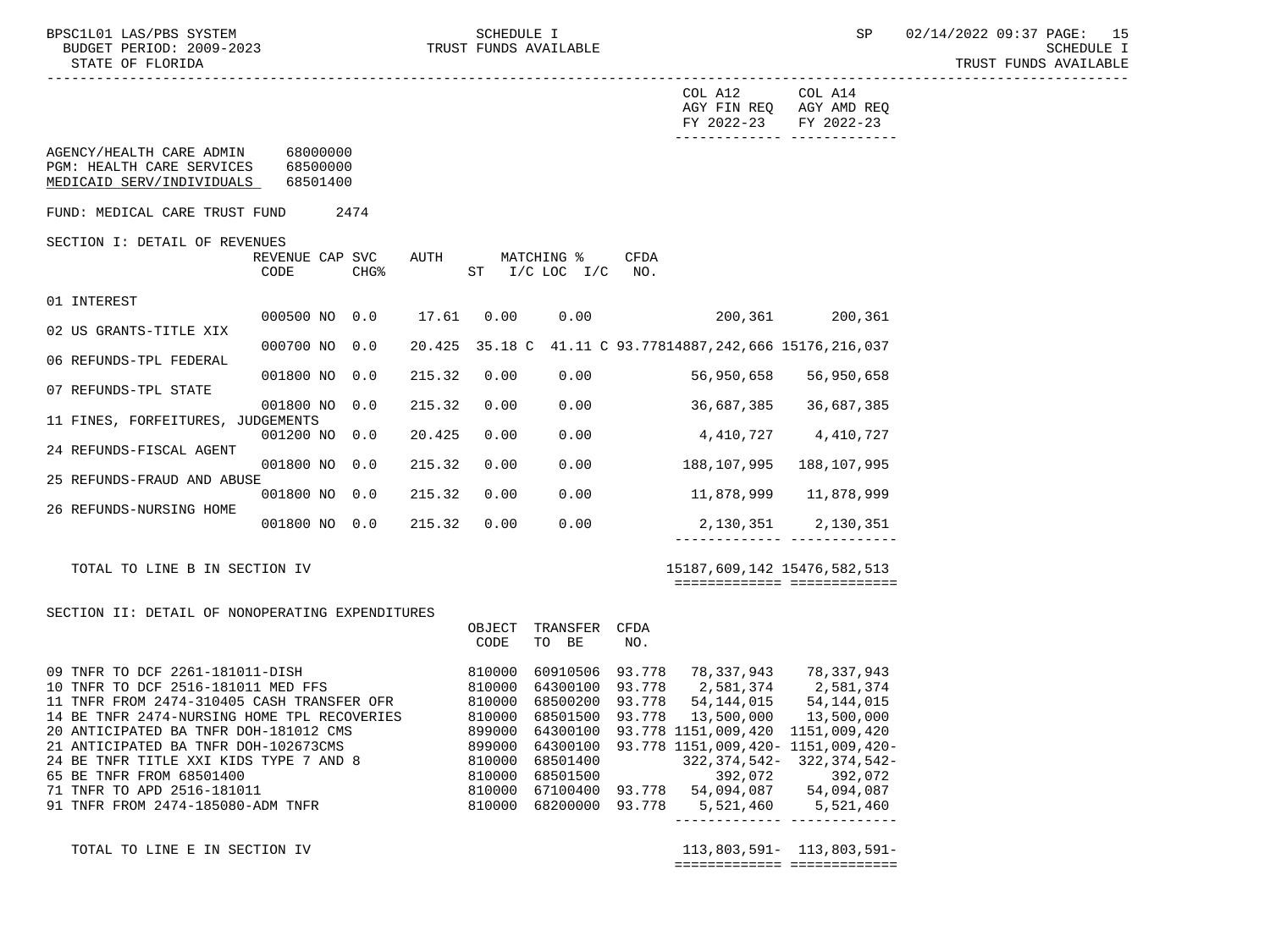| | COL A12 AGY FIN REQ FY 2022-23 | COL A14 AGY AMD REQ FY 2022-23 |
|---|---|---|

AGENCY/HEALTH CARE ADMIN 68000000
PGM: HEALTH CARE SERVICES 68500000
MEDICAID SERV/INDIVIDUALS 68501400

FUND: MEDICAL CARE TRUST FUND 2474

SECTION I: DETAIL OF REVENUES

| | REVENUE CODE | CAP | SVC CHG% | AUTH ST | MATCHING % I/C | LOC I/C | CFDA NO. | COL A12 AGY FIN REQ FY 2022-23 | COL A14 AGY AMD REQ FY 2022-23 |
|---|---|---|---|---|---|---|---|---|---|
| 01 INTEREST | 000500 | NO | 0.0 | 17.61 | 0.00 | 0.00 | | 200,361 | 200,361 |
| 02 US GRANTS-TITLE XIX | 000700 | NO | 0.0 | 20.425 | 35.18 C | 41.11 C | 93.778 | 14887,242,666 | 15176,216,037 |
| 06 REFUNDS-TPL FEDERAL | 001800 | NO | 0.0 | 215.32 | 0.00 | 0.00 | | 56,950,658 | 56,950,658 |
| 07 REFUNDS-TPL STATE | 001800 | NO | 0.0 | 215.32 | 0.00 | 0.00 | | 36,687,385 | 36,687,385 |
| 11 FINES, FORFEITURES, JUDGEMENTS | 001200 | NO | 0.0 | 20.425 | 0.00 | 0.00 | | 4,410,727 | 4,410,727 |
| 24 REFUNDS-FISCAL AGENT | 001800 | NO | 0.0 | 215.32 | 0.00 | 0.00 | | 188,107,995 | 188,107,995 |
| 25 REFUNDS-FRAUD AND ABUSE | 001800 | NO | 0.0 | 215.32 | 0.00 | 0.00 | | 11,878,999 | 11,878,999 |
| 26 REFUNDS-NURSING HOME | 001800 | NO | 0.0 | 215.32 | 0.00 | 0.00 | | 2,130,351 | 2,130,351 |
| TOTAL TO LINE B IN SECTION IV | | | | | | | | 15187,609,142 | 15476,582,513 |

SECTION II: DETAIL OF NONOPERATING EXPENDITURES

| | OBJECT CODE | TRANSFER TO BE | CFDA NO. | COL A12 AGY FIN REQ FY 2022-23 | COL A14 AGY AMD REQ FY 2022-23 |
|---|---|---|---|---|---|
| 09 TNFR TO DCF 2261-181011-DISH | 810000 | 60910506 | 93.778 | 78,337,943 | 78,337,943 |
| 10 TNFR TO DCF 2516-181011 MED FFS | 810000 | 64300100 | 93.778 | 2,581,374 | 2,581,374 |
| 11 TNFR FROM 2474-310405 CASH TRANSFER OFR | 810000 | 68500200 | 93.778 | 54,144,015 | 54,144,015 |
| 14 BE TNFR 2474-NURSING HOME TPL RECOVERIES | 810000 | 68501500 | 93.778 | 13,500,000 | 13,500,000 |
| 20 ANTICIPATED BA TNFR DOH-181012 CMS | 899000 | 64300100 | 93.778 | 1151,009,420 | 1151,009,420 |
| 21 ANTICIPATED BA TNFR DOH-102673CMS | 899000 | 64300100 | 93.778 | 1151,009,420- | 1151,009,420- |
| 24 BE TNFR TITLE XXI KIDS TYPE 7 AND 8 | 810000 | 68501400 | | 322,374,542- | 322,374,542- |
| 65 BE TNFR FROM 68501400 | 810000 | 68501500 | | 392,072 | 392,072 |
| 71 TNFR TO APD 2516-181011 | 810000 | 67100400 | 93.778 | 54,094,087 | 54,094,087 |
| 91 TNFR FROM 2474-185080-ADM TNFR | 810000 | 68200000 | 93.778 | 5,521,460 | 5,521,460 |
| TOTAL TO LINE E IN SECTION IV | | | | 113,803,591- | 113,803,591- |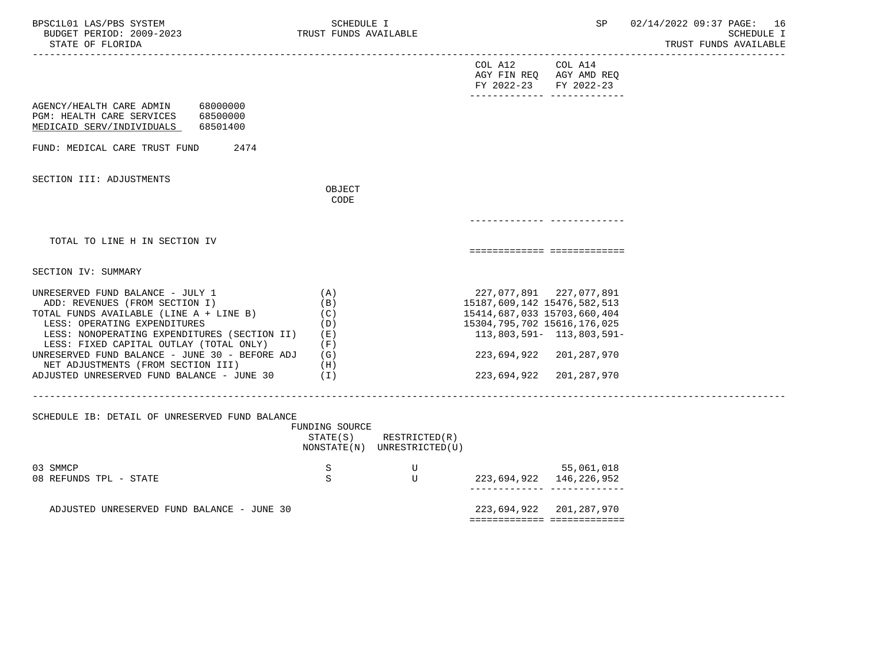| | | COL A12 AGY FIN REQ FY 2022-23 | COL A14 AGY AMD REQ FY 2022-23 |
|---|---|---|---|

AGENCY/HEALTH CARE ADMIN 68000000
PGM: HEALTH CARE SERVICES 68500000
MEDICAID SERV/INDIVIDUALS 68501400

FUND: MEDICAL CARE TRUST FUND 2474

SECTION III: ADJUSTMENTS

| | OBJECT CODE | COL A12 | COL A14 |
|---|---|---|---|
| TOTAL TO LINE H IN SECTION IV | | | |

SECTION IV: SUMMARY

| | | COL A12 | COL A14 |
|---|---|---|---|
| UNRESERVED FUND BALANCE - JULY 1 | (A) | 227,077,891 | 227,077,891 |
| ADD: REVENUES (FROM SECTION I) | (B) | 15187,609,142 | 15476,582,513 |
| TOTAL FUNDS AVAILABLE (LINE A + LINE B) | (C) | 15414,687,033 | 15703,660,404 |
| LESS: OPERATING EXPENDITURES | (D) | 15304,795,702 | 15616,176,025 |
| LESS: NONOPERATING EXPENDITURES (SECTION II) | (E) | 113,803,591- | 113,803,591- |
| LESS: FIXED CAPITAL OUTLAY (TOTAL ONLY) | (F) | | |
| UNRESERVED FUND BALANCE - JUNE 30 - BEFORE ADJ | (G) | 223,694,922 | 201,287,970 |
| NET ADJUSTMENTS (FROM SECTION III) | (H) | | |
| ADJUSTED UNRESERVED FUND BALANCE - JUNE 30 | (I) | 223,694,922 | 201,287,970 |

SCHEDULE IB: DETAIL OF UNRESERVED FUND BALANCE

| | FUNDING SOURCE STATE(S) NONSTATE(N) | RESTRICTED(R) UNRESTRICTED(U) | COL A12 | COL A14 |
|---|---|---|---|---|
| 03 SMMCP | S | U | | 55,061,018 |
| 08 REFUNDS TPL - STATE | S | U | 223,694,922 | 146,226,952 |
| ADJUSTED UNRESERVED FUND BALANCE - JUNE 30 | | | 223,694,922 | 201,287,970 |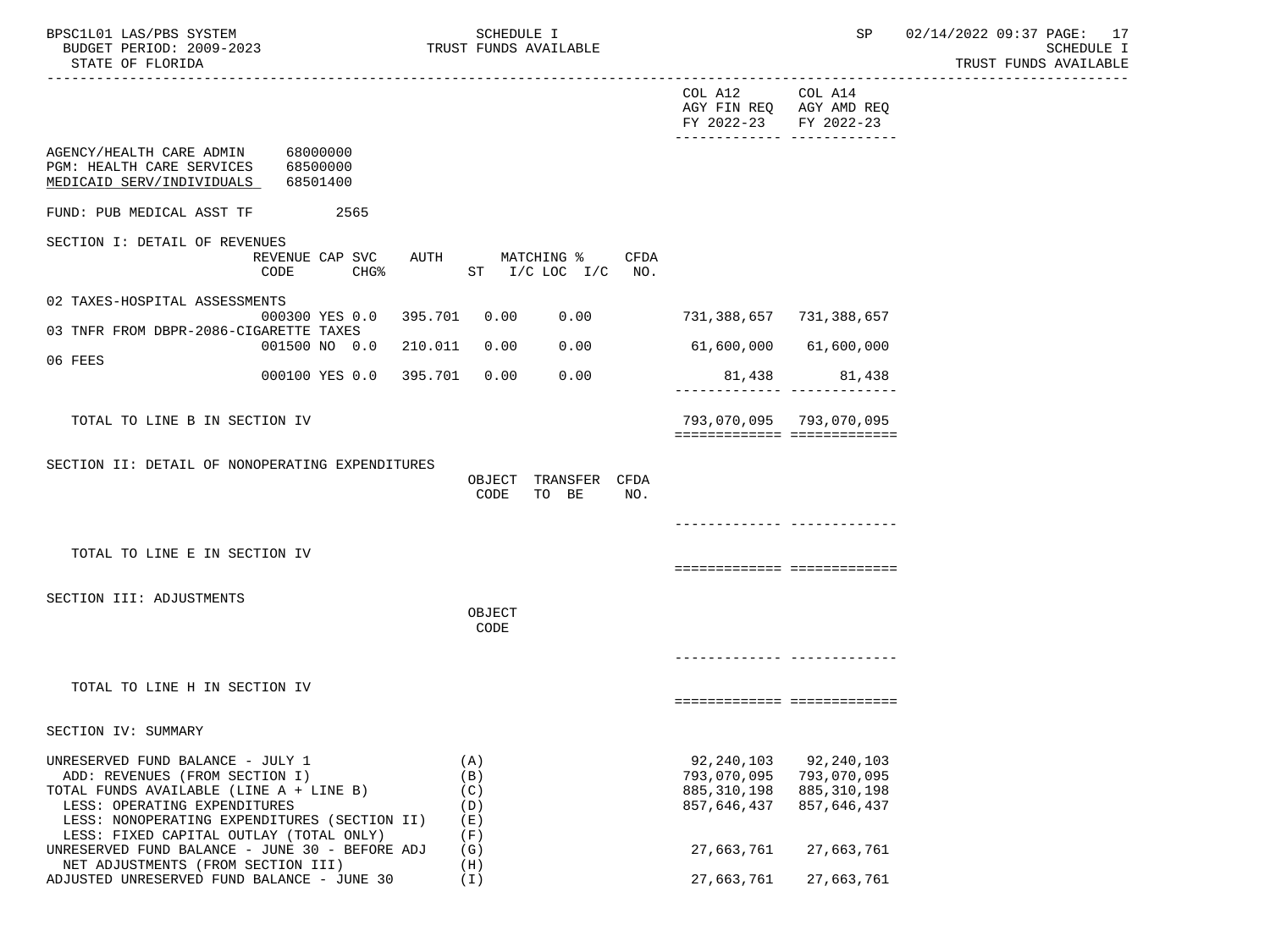| | COL A12 AGY FIN REQ FY 2022-23 | COL A14 AGY AMD REQ FY 2022-23 |
|---|---|---|

AGENCY/HEALTH CARE ADMIN 68000000
PGM: HEALTH CARE SERVICES 68500000
MEDICAID SERV/INDIVIDUALS 68501400

FUND: PUB MEDICAL ASST TF 2565

SECTION I: DETAIL OF REVENUES

| | REVENUE CODE | CAP SVC CHG% | AUTH | MATCHING % ST | I/C LOC I/C | CFDA NO. | COL A12 | COL A14 |
|---|---|---|---|---|---|---|---|---|
| 02 TAXES-HOSPITAL ASSESSMENTS | 000300 | YES 0.0 | 395.701 | 0.00 | 0.00 | | 731,388,657 | 731,388,657 |
| 03 TNFR FROM DBPR-2086-CIGARETTE TAXES | 001500 | NO 0.0 | 210.011 | 0.00 | 0.00 | | 61,600,000 | 61,600,000 |
| 06 FEES | 000100 | YES 0.0 | 395.701 | 0.00 | 0.00 | | 81,438 | 81,438 |
| TOTAL TO LINE B IN SECTION IV | | | | | | | 793,070,095 | 793,070,095 |

SECTION II: DETAIL OF NONOPERATING EXPENDITURES

| | OBJECT CODE | TRANSFER TO BE | CFDA NO. | COL A12 | COL A14 |
|---|---|---|---|---|---|
| TOTAL TO LINE E IN SECTION IV | | | | | |

SECTION III: ADJUSTMENTS

| | OBJECT CODE | COL A12 | COL A14 |
|---|---|---|---|
| TOTAL TO LINE H IN SECTION IV | | | |

SECTION IV: SUMMARY

| | | COL A12 | COL A14 |
|---|---|---|---|
| UNRESERVED FUND BALANCE - JULY 1 | (A) | 92,240,103 | 92,240,103 |
| ADD: REVENUES (FROM SECTION I) | (B) | 793,070,095 | 793,070,095 |
| TOTAL FUNDS AVAILABLE (LINE A + LINE B) | (C) | 885,310,198 | 885,310,198 |
| LESS: OPERATING EXPENDITURES | (D) | 857,646,437 | 857,646,437 |
| LESS: NONOPERATING EXPENDITURES (SECTION II) | (E) | | |
| LESS: FIXED CAPITAL OUTLAY (TOTAL ONLY) | (F) | | |
| UNRESERVED FUND BALANCE - JUNE 30 - BEFORE ADJ | (G) | 27,663,761 | 27,663,761 |
| NET ADJUSTMENTS (FROM SECTION III) | (H) | | |
| ADJUSTED UNRESERVED FUND BALANCE - JUNE 30 | (I) | 27,663,761 | 27,663,761 |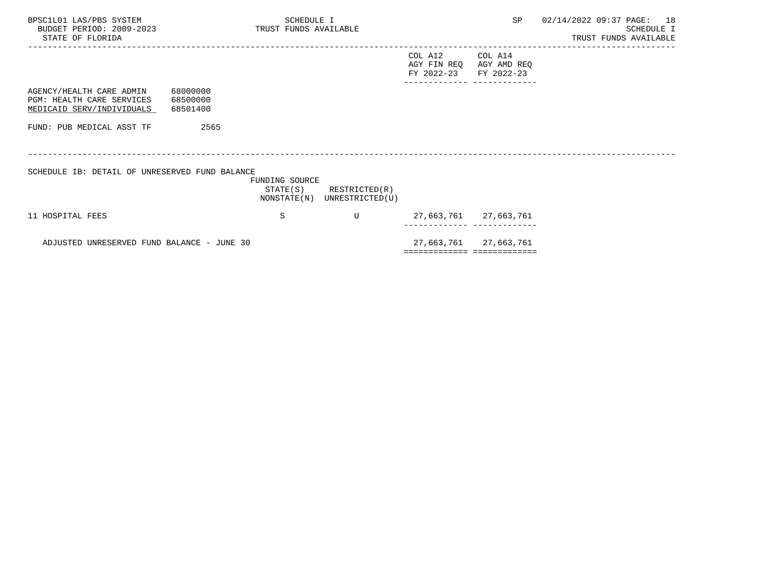BPSC1L01 LAS/PBS SYSTEM
BUDGET PERIOD: 2009-2023
STATE OF FLORIDA

SCHEDULE I
TRUST FUNDS AVAILABLE

SP 02/14/2022 09:37

SCHEDULE I
TRUST FUNDS AVAILABLE

| | | | COL A12 AGY FIN REQ FY 2022-23 | COL A14 AGY AMD REQ FY 2022-23 |
|---|---|---|---|---|
| AGENCY/HEALTH CARE ADMIN 68000000 | | | | |
| PGM: HEALTH CARE SERVICES 68500000 | | | | |
| MEDICAID SERV/INDIVIDUALS 68501400 | | | | |
| FUND: PUB MEDICAL ASST TF 2565 | | | | |

SCHEDULE IB: DETAIL OF UNRESERVED FUND BALANCE

| | FUNDING SOURCE STATE(S) NONSTATE(N) | RESTRICTED(R) UNRESTRICTED(U) | COL A12 | COL A14 |
|---|---|---|---|---|
| 11 HOSPITAL FEES | S | U | 27,663,761 | 27,663,761 |
| ADJUSTED UNRESERVED FUND BALANCE - JUNE 30 | | | 27,663,761 | 27,663,761 |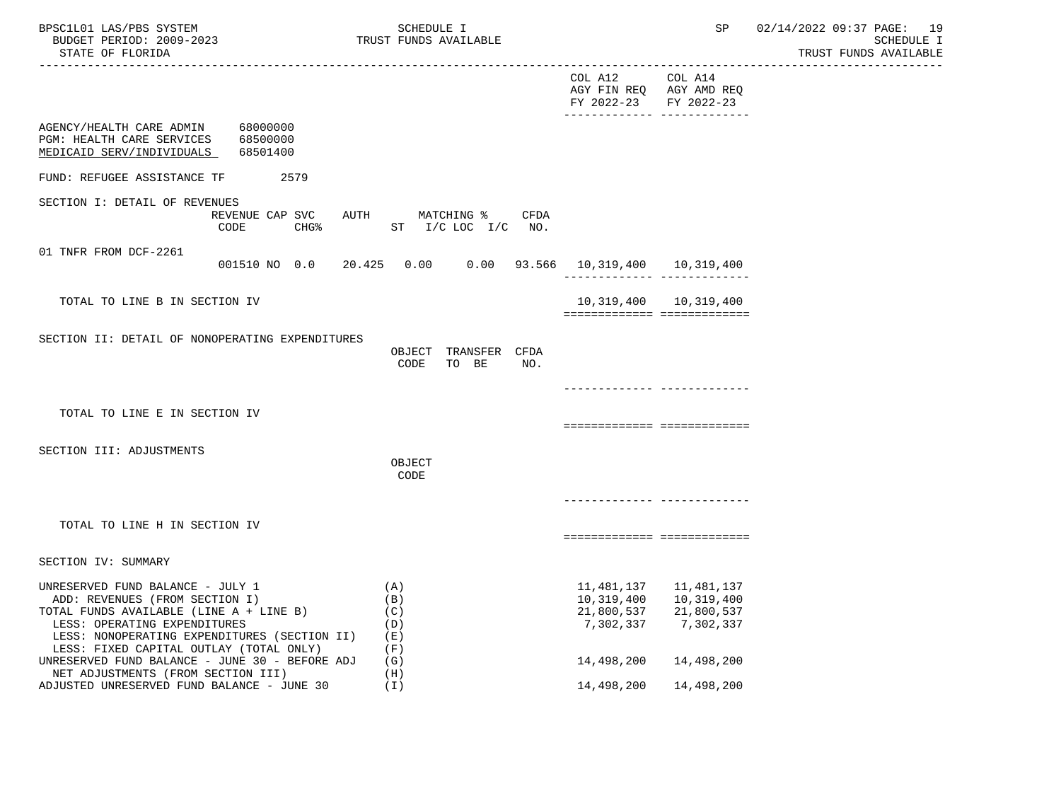SCHEDULE I
TRUST FUNDS AVAILABLE

| | COL A12 AGY FIN REQ FY 2022-23 | COL A14 AGY AMD REQ FY 2022-23 |
|---|---|---|

AGENCY/HEALTH CARE ADMIN 68000000
PGM: HEALTH CARE SERVICES 68500000
MEDICAID SERV/INDIVIDUALS 68501400

FUND: REFUGEE ASSISTANCE TF 2579

## SECTION I: DETAIL OF REVENUES

| | REVENUE CODE | CAP SVC CHG% | AUTH ST | MATCHING % I/C | LOC I/C | CFDA NO. | COL A12 AGY FIN REQ FY 2022-23 | COL A14 AGY AMD REQ FY 2022-23 |
|---|---|---|---|---|---|---|---|---|
| 01 TNFR FROM DCF-2261 | 001510 | NO 0.0 | 20.425 | 0.00 | 0.00 | 93.566 | 10,319,400 | 10,319,400 |
| TOTAL TO LINE B IN SECTION IV | | | | | | | 10,319,400 | 10,319,400 |

## SECTION II: DETAIL OF NONOPERATING EXPENDITURES

| | OBJECT CODE | TRANSFER TO BE | CFDA NO. | COL A12 | COL A14 |
|---|---|---|---|---|---|
| TOTAL TO LINE E IN SECTION IV | | | | | |

## SECTION III: ADJUSTMENTS

| | OBJECT CODE | COL A12 | COL A14 |
|---|---|---|---|
| TOTAL TO LINE H IN SECTION IV | | | |

## SECTION IV: SUMMARY

| | | COL A12 | COL A14 |
|---|---|---|---|
| UNRESERVED FUND BALANCE - JULY 1 | (A) | 11,481,137 | 11,481,137 |
| ADD: REVENUES (FROM SECTION I) | (B) | 10,319,400 | 10,319,400 |
| TOTAL FUNDS AVAILABLE (LINE A + LINE B) | (C) | 21,800,537 | 21,800,537 |
| LESS: OPERATING EXPENDITURES | (D) | 7,302,337 | 7,302,337 |
| LESS: NONOPERATING EXPENDITURES (SECTION II) | (E) | | |
| LESS: FIXED CAPITAL OUTLAY (TOTAL ONLY) | (F) | | |
| UNRESERVED FUND BALANCE - JUNE 30 - BEFORE ADJ | (G) | 14,498,200 | 14,498,200 |
| NET ADJUSTMENTS (FROM SECTION III) | (H) | | |
| ADJUSTED UNRESERVED FUND BALANCE - JUNE 30 | (I) | 14,498,200 | 14,498,200 |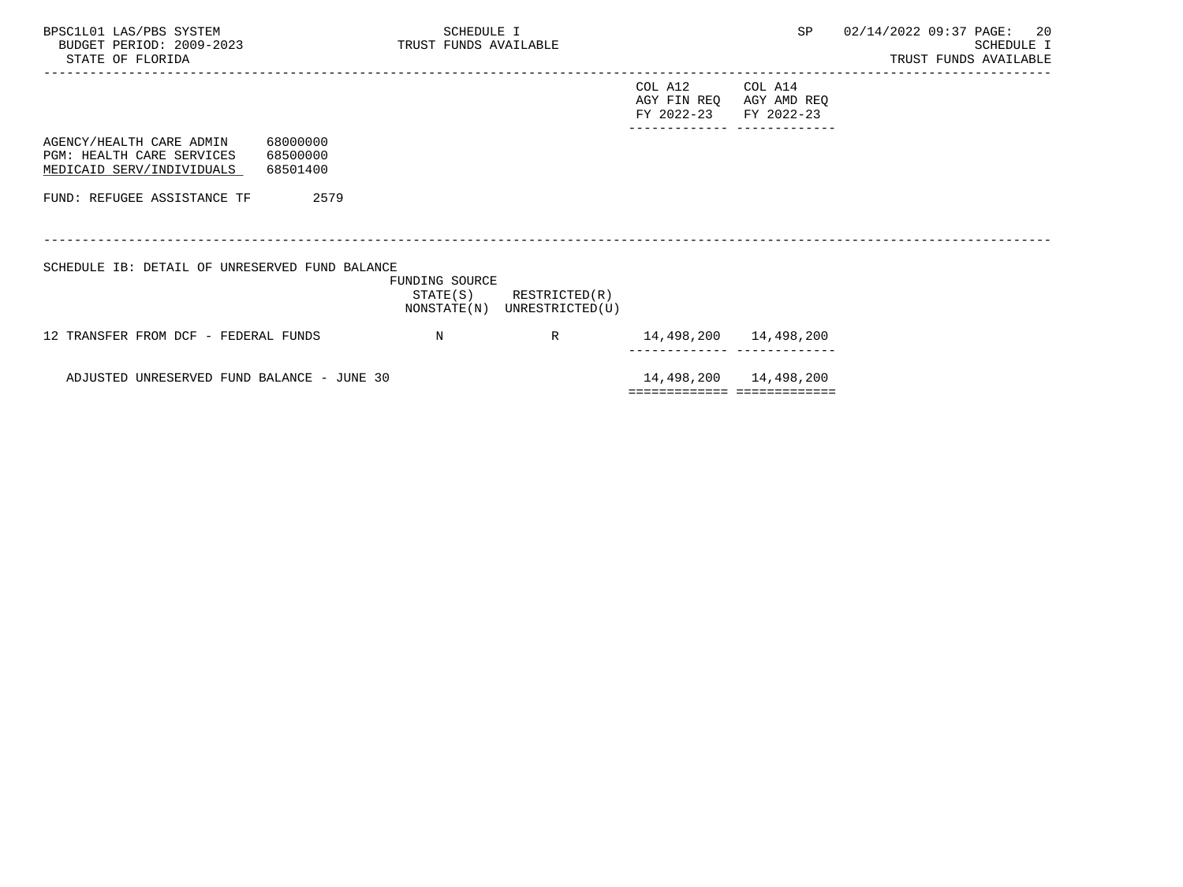BPSC1L01 LAS/PBS SYSTEM
BUDGET PERIOD: 2009-2023
STATE OF FLORIDA

SCHEDULE I
TRUST FUNDS AVAILABLE

SP 02/14/2022 09:37

SCHEDULE I
TRUST FUNDS AVAILABLE

| | | | COL A12 AGY FIN REQ FY 2022-23 | COL A14 AGY AMD REQ FY 2022-23 |
|---|---|---|---|---|
| AGENCY/HEALTH CARE ADMIN 68000000 | | | | |
| PGM: HEALTH CARE SERVICES 68500000 | | | | |
| MEDICAID SERV/INDIVIDUALS 68501400 | | | | |
| FUND: REFUGEE ASSISTANCE TF 2579 | | | | |

SCHEDULE IB: DETAIL OF UNRESERVED FUND BALANCE

| | FUNDING SOURCE STATE(S) NONSTATE(N) | RESTRICTED(R) UNRESTRICTED(U) | COL A12 | COL A14 |
|---|---|---|---|---|
| 12 TRANSFER FROM DCF - FEDERAL FUNDS | N | R | 14,498,200 | 14,498,200 |
| ADJUSTED UNRESERVED FUND BALANCE - JUNE 30 | | | 14,498,200 | 14,498,200 |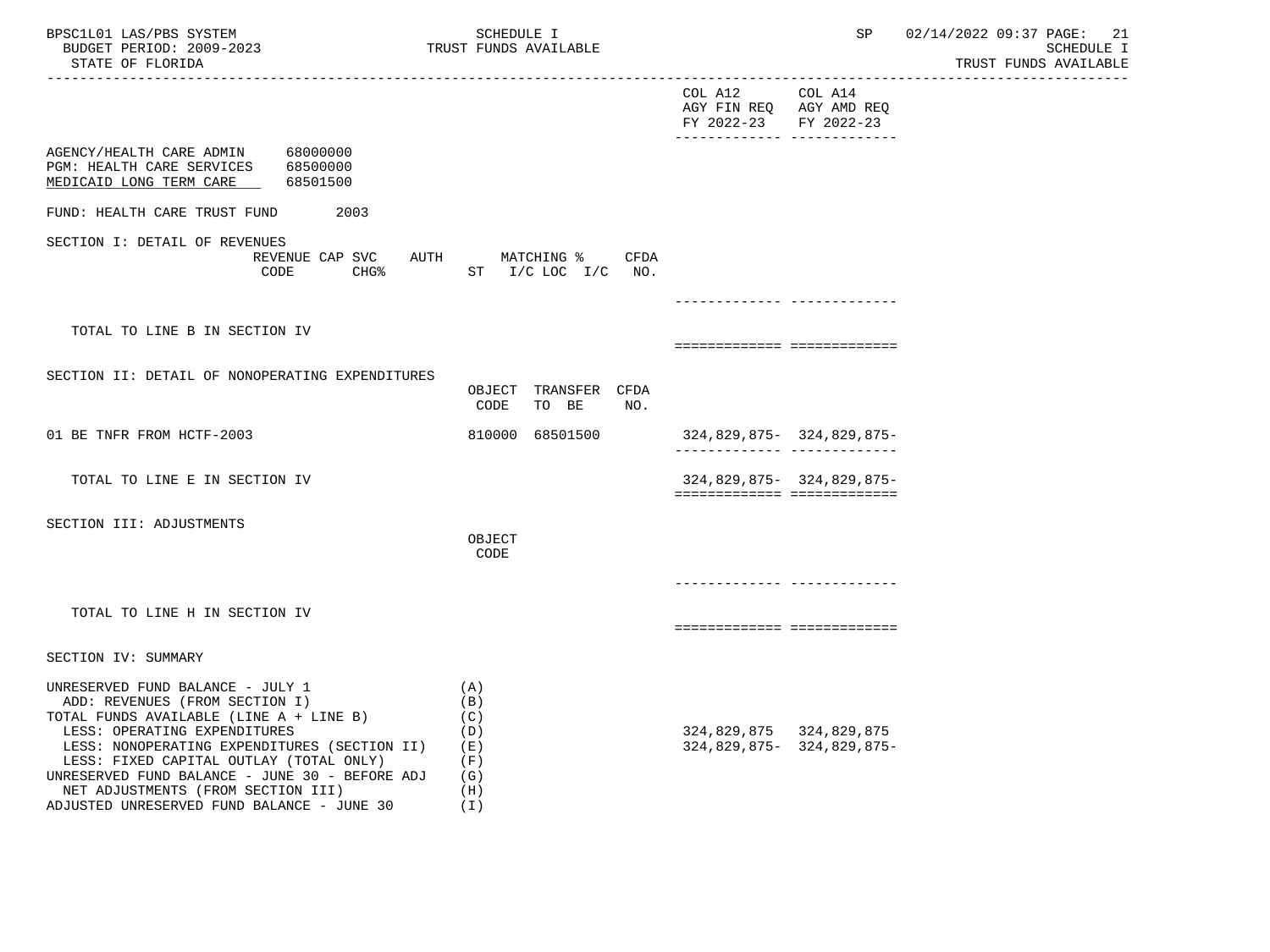SCHEDULE I
TRUST FUNDS AVAILABLE

|  | COL A12 AGY FIN REQ FY 2022-23 | COL A14 AGY AMD REQ FY 2022-23 |
|---|---|---|

AGENCY/HEALTH CARE ADMIN 68000000
PGM: HEALTH CARE SERVICES 68500000
MEDICAID LONG TERM CARE 68501500

FUND: HEALTH CARE TRUST FUND 2003

SECTION I: DETAIL OF REVENUES

| REVENUE CODE | CAP SVC CHG% | AUTH ST | MATCHING % I/C LOC I/C | CFDA NO. | COL A12 | COL A14 |
|---|---|---|---|---|---|---|
| TOTAL TO LINE B IN SECTION IV | | | | | | |

SECTION II: DETAIL OF NONOPERATING EXPENDITURES

|  | OBJECT CODE | TRANSFER TO BE | CFDA NO. | COL A12 | COL A14 |
|---|---|---|---|---|---|
| 01 BE TNFR FROM HCTF-2003 | 810000 | 68501500 | | 324,829,875- | 324,829,875- |
| TOTAL TO LINE E IN SECTION IV | | | | 324,829,875- | 324,829,875- |

SECTION III: ADJUSTMENTS

|  | OBJECT CODE | COL A12 | COL A14 |
|---|---|---|---|
| TOTAL TO LINE H IN SECTION IV | | | |

SECTION IV: SUMMARY

|  |  | COL A12 | COL A14 |
|---|---|---|---|
| UNRESERVED FUND BALANCE - JULY 1 | (A) | | |
| ADD: REVENUES (FROM SECTION I) | (B) | | |
| TOTAL FUNDS AVAILABLE (LINE A + LINE B) | (C) | | |
| LESS: OPERATING EXPENDITURES | (D) | 324,829,875 | 324,829,875 |
| LESS: NONOPERATING EXPENDITURES (SECTION II) | (E) | 324,829,875- | 324,829,875- |
| LESS: FIXED CAPITAL OUTLAY (TOTAL ONLY) | (F) | | |
| UNRESERVED FUND BALANCE - JUNE 30 - BEFORE ADJ | (G) | | |
| NET ADJUSTMENTS (FROM SECTION III) | (H) | | |
| ADJUSTED UNRESERVED FUND BALANCE - JUNE 30 | (I) | | |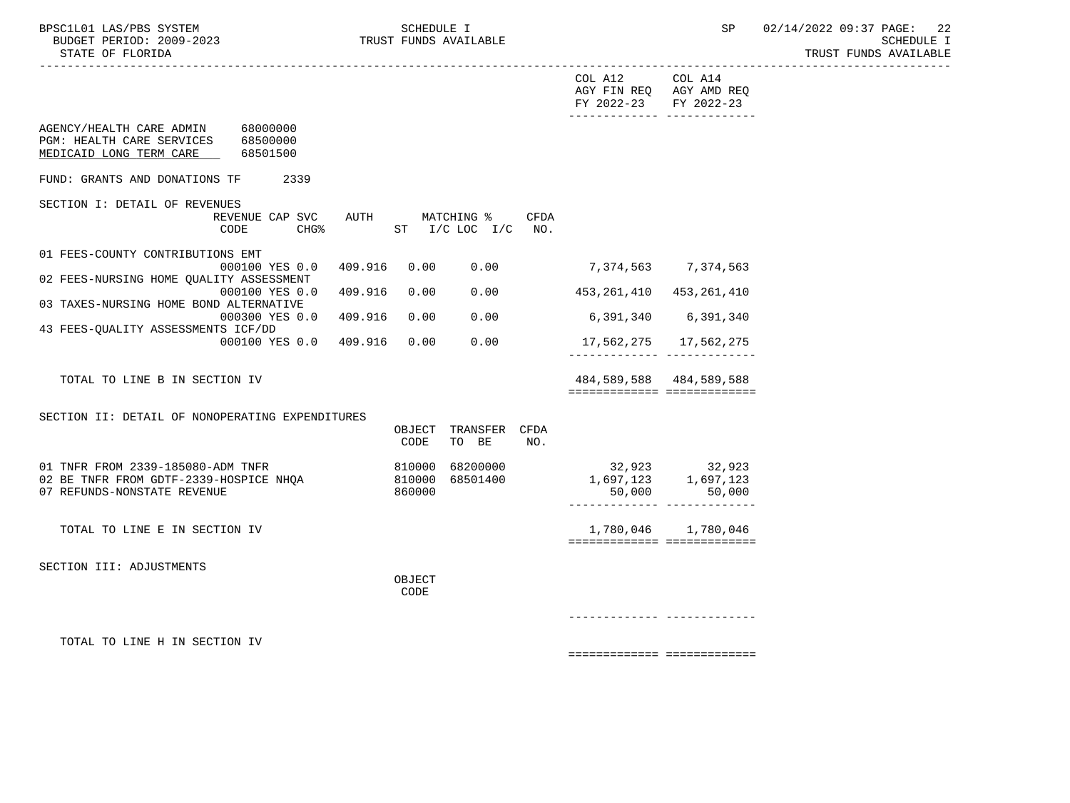BPSC1L01 LAS/PBS SYSTEM — SCHEDULE I — TRUST FUNDS AVAILABLE — BUDGET PERIOD: 2009-2023 — STATE OF FLORIDA — SP 02/14/2022 09:37

| | COL A12 AGY FIN REQ FY 2022-23 | COL A14 AGY AMD REQ FY 2022-23 |
|---|---|---|

AGENCY/HEALTH CARE ADMIN 68000000
PGM: HEALTH CARE SERVICES 68500000
MEDICAID LONG TERM CARE 68501500

FUND: GRANTS AND DONATIONS TF 2339

## SECTION I: DETAIL OF REVENUES

| | REVENUE CODE | CAP SVC CHG% | AUTH | MATCHING % ST | I/C LOC I/C | CFDA NO. | COL A12 AGY FIN REQ FY 2022-23 | COL A14 AGY AMD REQ FY 2022-23 |
|---|---|---|---|---|---|---|---|---|
| 01 FEES-COUNTY CONTRIBUTIONS EMT | 000100 | YES 0.0 | 409.916 | 0.00 | 0.00 | | 7,374,563 | 7,374,563 |
| 02 FEES-NURSING HOME QUALITY ASSESSMENT | 000100 | YES 0.0 | 409.916 | 0.00 | 0.00 | | 453,261,410 | 453,261,410 |
| 03 TAXES-NURSING HOME BOND ALTERNATIVE | 000300 | YES 0.0 | 409.916 | 0.00 | 0.00 | | 6,391,340 | 6,391,340 |
| 43 FEES-QUALITY ASSESSMENTS ICF/DD | 000100 | YES 0.0 | 409.916 | 0.00 | 0.00 | | 17,562,275 | 17,562,275 |
| TOTAL TO LINE B IN SECTION IV | | | | | | | 484,589,588 | 484,589,588 |

## SECTION II: DETAIL OF NONOPERATING EXPENDITURES

| | OBJECT CODE | TRANSFER TO BE | CFDA NO. | COL A12 AGY FIN REQ FY 2022-23 | COL A14 AGY AMD REQ FY 2022-23 |
|---|---|---|---|---|---|
| 01 TNFR FROM 2339-185080-ADM TNFR | 810000 | 68200000 | | 32,923 | 32,923 |
| 02 BE TNFR FROM GDTF-2339-HOSPICE NHQA | 810000 | 68501400 | | 1,697,123 | 1,697,123 |
| 07 REFUNDS-NONSTATE REVENUE | 860000 | | | 50,000 | 50,000 |
| TOTAL TO LINE E IN SECTION IV | | | | 1,780,046 | 1,780,046 |

## SECTION III: ADJUSTMENTS

| | OBJECT CODE | COL A12 AGY FIN REQ FY 2022-23 | COL A14 AGY AMD REQ FY 2022-23 |
|---|---|---|---|
| TOTAL TO LINE H IN SECTION IV | | | |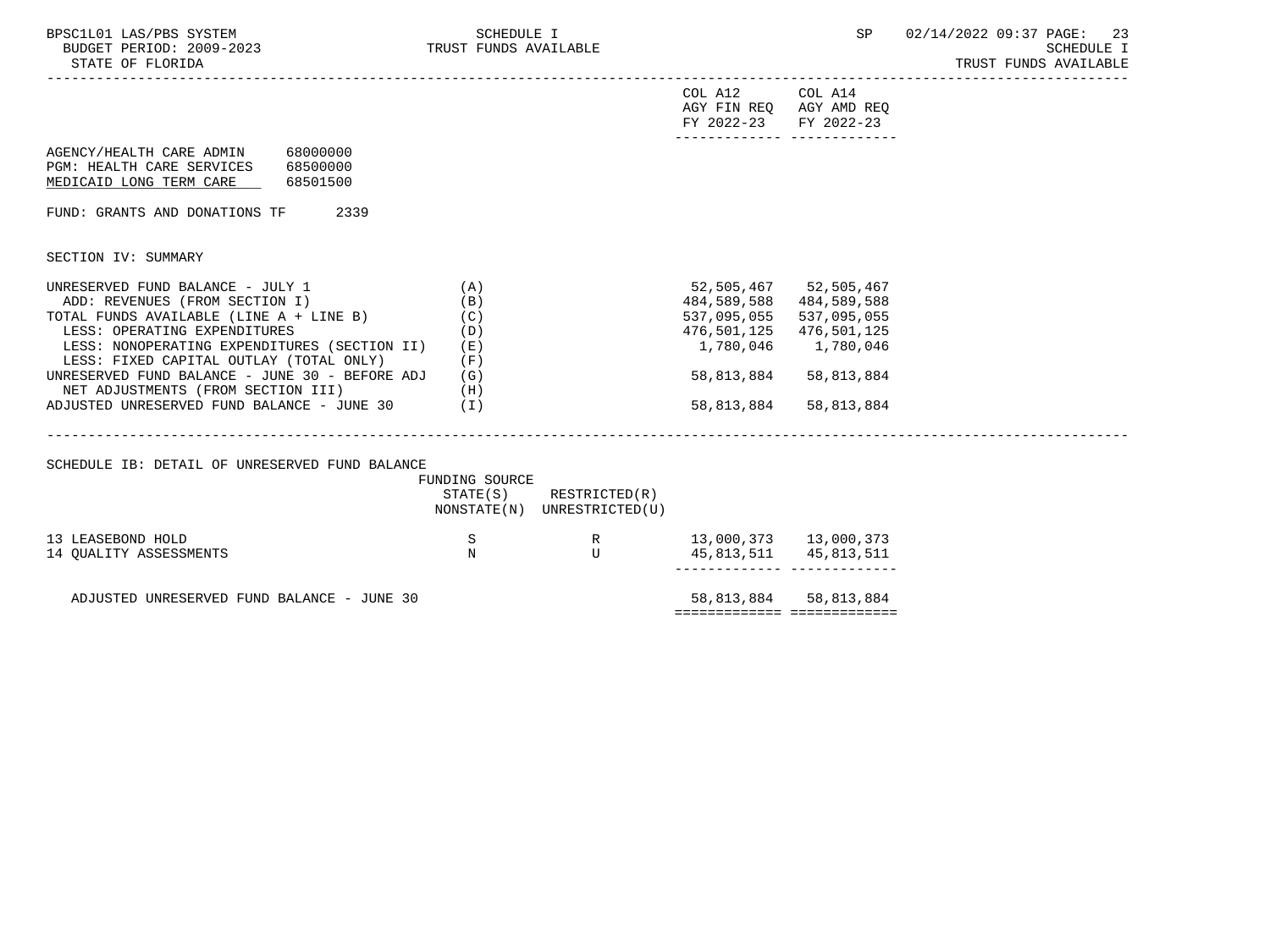| | COL A12 AGY FIN REQ FY 2022-23 | COL A14 AGY AMD REQ FY 2022-23 |
|---|---|---|

AGENCY/HEALTH CARE ADMIN 68000000
PGM: HEALTH CARE SERVICES 68500000
MEDICAID LONG TERM CARE 68501500

FUND: GRANTS AND DONATIONS TF 2339

SECTION IV: SUMMARY

| | | COL A12 AGY FIN REQ FY 2022-23 | COL A14 AGY AMD REQ FY 2022-23 |
|---|---|---|---|
| UNRESERVED FUND BALANCE - JULY 1 | (A) | 52,505,467 | 52,505,467 |
| ADD: REVENUES (FROM SECTION I) | (B) | 484,589,588 | 484,589,588 |
| TOTAL FUNDS AVAILABLE (LINE A + LINE B) | (C) | 537,095,055 | 537,095,055 |
| LESS: OPERATING EXPENDITURES | (D) | 476,501,125 | 476,501,125 |
| LESS: NONOPERATING EXPENDITURES (SECTION II) | (E) | 1,780,046 | 1,780,046 |
| LESS: FIXED CAPITAL OUTLAY (TOTAL ONLY) | (F) | | |
| UNRESERVED FUND BALANCE - JUNE 30 - BEFORE ADJ | (G) | 58,813,884 | 58,813,884 |
| NET ADJUSTMENTS (FROM SECTION III) | (H) | | |
| ADJUSTED UNRESERVED FUND BALANCE - JUNE 30 | (I) | 58,813,884 | 58,813,884 |

SCHEDULE IB: DETAIL OF UNRESERVED FUND BALANCE

| | FUNDING SOURCE STATE(S) NONSTATE(N) | RESTRICTED(R) UNRESTRICTED(U) | COL A12 | COL A14 |
|---|---|---|---|---|
| 13 LEASEBOND HOLD | S | R | 13,000,373 | 13,000,373 |
| 14 QUALITY ASSESSMENTS | N | U | 45,813,511 | 45,813,511 |
| ADJUSTED UNRESERVED FUND BALANCE - JUNE 30 | | | 58,813,884 | 58,813,884 |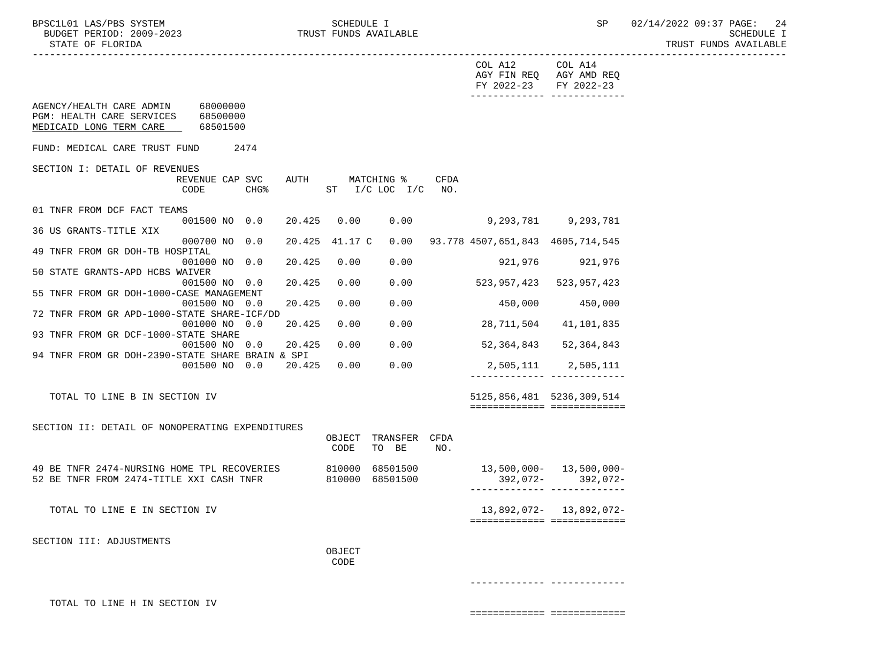COL A12 AGY FIN REQ FY 2022-23 | COL A14 AGY AMD REQ FY 2022-23

AGENCY/HEALTH CARE ADMIN 68000000
PGM: HEALTH CARE SERVICES 68500000
MEDICAID LONG TERM CARE 68501500

FUND: MEDICAL CARE TRUST FUND 2474

## SECTION I: DETAIL OF REVENUES

| Description | REVENUE CODE | CAP | SVC CHG% | AUTH ST | MATCHING % I/C | LOC I/C | CFDA NO. | COL A12 AGY FIN REQ FY 2022-23 | COL A14 AGY AMD REQ FY 2022-23 |
|---|---|---|---|---|---|---|---|---|---|
| 01 TNFR FROM DCF FACT TEAMS | 001500 | NO | 0.0 | 20.425 | 0.00 | 0.00 | | 9,293,781 | 9,293,781 |
| 36 US GRANTS-TITLE XIX | 000700 | NO | 0.0 | 20.425 | 41.17 C | 0.00 | 93.778 | 4507,651,843 | 4605,714,545 |
| 49 TNFR FROM GR DOH-TB HOSPITAL | 001000 | NO | 0.0 | 20.425 | 0.00 | 0.00 | | 921,976 | 921,976 |
| 50 STATE GRANTS-APD HCBS WAIVER | 001500 | NO | 0.0 | 20.425 | 0.00 | 0.00 | | 523,957,423 | 523,957,423 |
| 55 TNFR FROM GR DOH-1000-CASE MANAGEMENT | 001500 | NO | 0.0 | 20.425 | 0.00 | 0.00 | | 450,000 | 450,000 |
| 72 TNFR FROM GR APD-1000-STATE SHARE-ICF/DD | 001000 | NO | 0.0 | 20.425 | 0.00 | 0.00 | | 28,711,504 | 41,101,835 |
| 93 TNFR FROM GR DCF-1000-STATE SHARE | 001500 | NO | 0.0 | 20.425 | 0.00 | 0.00 | | 52,364,843 | 52,364,843 |
| 94 TNFR FROM GR DOH-2390-STATE SHARE BRAIN & SPI | 001500 | NO | 0.0 | 20.425 | 0.00 | 0.00 | | 2,505,111 | 2,505,111 |
| TOTAL TO LINE B IN SECTION IV | | | | | | | | 5125,856,481 | 5236,309,514 |

## SECTION II: DETAIL OF NONOPERATING EXPENDITURES

| Description | OBJECT CODE | TRANSFER TO BE | CFDA NO. | COL A12 | COL A14 |
|---|---|---|---|---|---|
| 49 BE TNFR 2474-NURSING HOME TPL RECOVERIES | 810000 | 68501500 | | 13,500,000- | 13,500,000- |
| 52 BE TNFR FROM 2474-TITLE XXI CASH TNFR | 810000 | 68501500 | | 392,072- | 392,072- |
| TOTAL TO LINE E IN SECTION IV | | | | 13,892,072- | 13,892,072- |

## SECTION III: ADJUSTMENTS

| Description | OBJECT CODE | COL A12 | COL A14 |
|---|---|---|---|
| TOTAL TO LINE H IN SECTION IV | | | |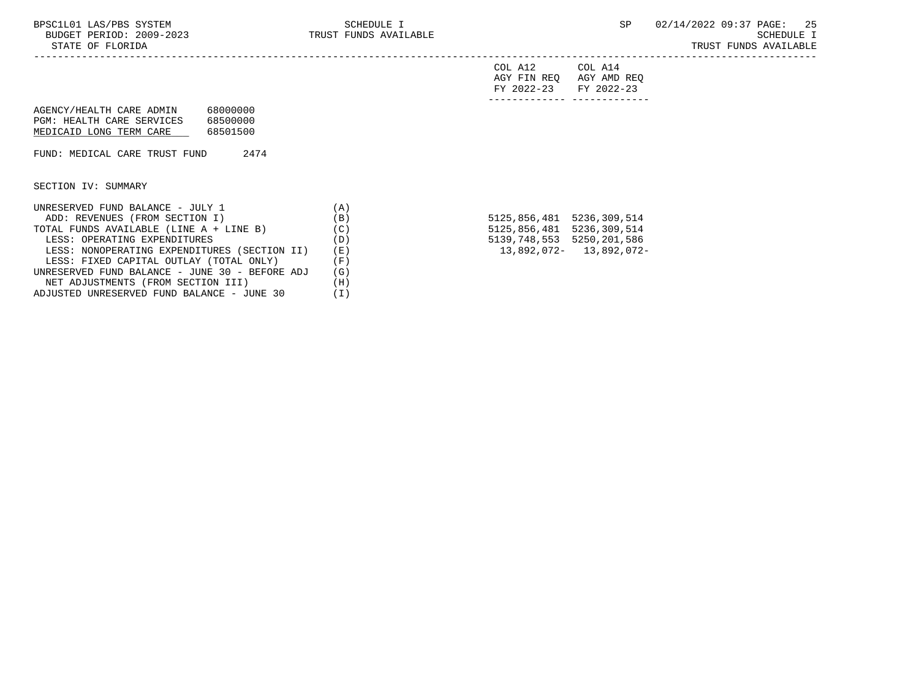| | | COL A12 AGY FIN REQ FY 2022-23 | COL A14 AGY AMD REQ FY 2022-23 |
|---|---|---|---|

AGENCY/HEALTH CARE ADMIN 68000000
PGM: HEALTH CARE SERVICES 68500000
MEDICAID LONG TERM CARE 68501500

FUND: MEDICAL CARE TRUST FUND 2474

SECTION IV: SUMMARY

| | | COL A12 AGY FIN REQ FY 2022-23 | COL A14 AGY AMD REQ FY 2022-23 |
|---|---|---|---|
| UNRESERVED FUND BALANCE - JULY 1 | (A) | | |
| ADD: REVENUES (FROM SECTION I) | (B) | 5125,856,481 | 5236,309,514 |
| TOTAL FUNDS AVAILABLE (LINE A + LINE B) | (C) | 5125,856,481 | 5236,309,514 |
| LESS: OPERATING EXPENDITURES | (D) | 5139,748,553 | 5250,201,586 |
| LESS: NONOPERATING EXPENDITURES (SECTION II) | (E) | | |
| LESS: FIXED CAPITAL OUTLAY (TOTAL ONLY) | (F) | | |
| UNRESERVED FUND BALANCE - JUNE 30 - BEFORE ADJ | (G) | 13,892,072- | 13,892,072- |
| NET ADJUSTMENTS (FROM SECTION III) | (H) | | |
| ADJUSTED UNRESERVED FUND BALANCE - JUNE 30 | (I) | | |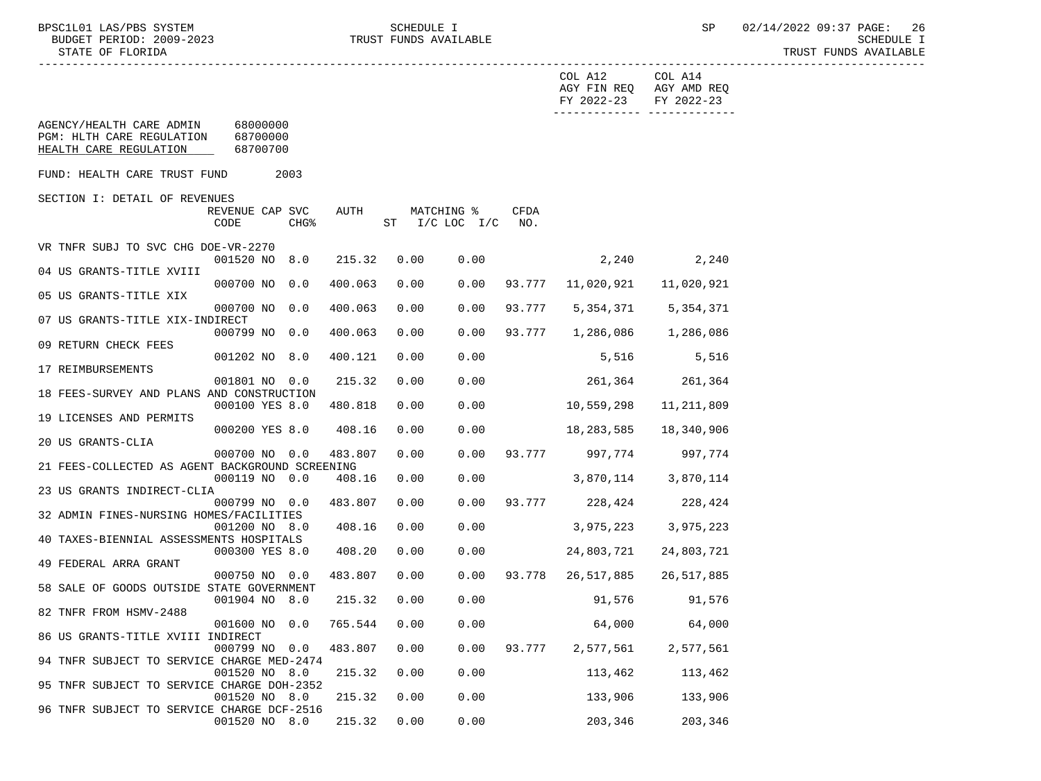SCHEDULE I
TRUST FUNDS AVAILABLE

BUDGET PERIOD: 2009-2023
STATE OF FLORIDA

AGENCY/HEALTH CARE ADMIN 68000000
PGM: HLTH CARE REGULATION 68700000
HEALTH CARE REGULATION 68700700

FUND: HEALTH CARE TRUST FUND 2003

SECTION I: DETAIL OF REVENUES

| | REVENUE CODE | CAP | SVC CHG% | AUTH | MATCHING % ST | I/C LOC | I/C | CFDA NO. | COL A12 AGY FIN REQ FY 2022-23 | COL A14 AGY AMD REQ FY 2022-23 |
|---|---|---|---|---|---|---|---|---|---|---|
| VR TNFR SUBJ TO SVC CHG DOE-VR-2270 | 001520 | NO | 8.0 | 215.32 | 0.00 | 0.00 | | | 2,240 | 2,240 |
| 04 US GRANTS-TITLE XVIII | 000700 | NO | 0.0 | 400.063 | 0.00 | 0.00 | | 93.777 | 11,020,921 | 11,020,921 |
| 05 US GRANTS-TITLE XIX | 000700 | NO | 0.0 | 400.063 | 0.00 | 0.00 | | 93.777 | 5,354,371 | 5,354,371 |
| 07 US GRANTS-TITLE XIX-INDIRECT | 000799 | NO | 0.0 | 400.063 | 0.00 | 0.00 | | 93.777 | 1,286,086 | 1,286,086 |
| 09 RETURN CHECK FEES | 001202 | NO | 8.0 | 400.121 | 0.00 | 0.00 | | | 5,516 | 5,516 |
| 17 REIMBURSEMENTS | 001801 | NO | 0.0 | 215.32 | 0.00 | 0.00 | | | 261,364 | 261,364 |
| 18 FEES-SURVEY AND PLANS AND CONSTRUCTION | 000100 | YES | 8.0 | 480.818 | 0.00 | 0.00 | | | 10,559,298 | 11,211,809 |
| 19 LICENSES AND PERMITS | 000200 | YES | 8.0 | 408.16 | 0.00 | 0.00 | | | 18,283,585 | 18,340,906 |
| 20 US GRANTS-CLIA | 000700 | NO | 0.0 | 483.807 | 0.00 | 0.00 | | 93.777 | 997,774 | 997,774 |
| 21 FEES-COLLECTED AS AGENT BACKGROUND SCREENING | 000119 | NO | 0.0 | 408.16 | 0.00 | 0.00 | | | 3,870,114 | 3,870,114 |
| 23 US GRANTS INDIRECT-CLIA | 000799 | NO | 0.0 | 483.807 | 0.00 | 0.00 | | 93.777 | 228,424 | 228,424 |
| 32 ADMIN FINES-NURSING HOMES/FACILITIES | 001200 | NO | 8.0 | 408.16 | 0.00 | 0.00 | | | 3,975,223 | 3,975,223 |
| 40 TAXES-BIENNIAL ASSESSMENTS HOSPITALS | 000300 | YES | 8.0 | 408.20 | 0.00 | 0.00 | | | 24,803,721 | 24,803,721 |
| 49 FEDERAL ARRA GRANT | 000750 | NO | 0.0 | 483.807 | 0.00 | 0.00 | | 93.778 | 26,517,885 | 26,517,885 |
| 58 SALE OF GOODS OUTSIDE STATE GOVERNMENT | 001904 | NO | 8.0 | 215.32 | 0.00 | 0.00 | | | 91,576 | 91,576 |
| 82 TNFR FROM HSMV-2488 | 001600 | NO | 0.0 | 765.544 | 0.00 | 0.00 | | | 64,000 | 64,000 |
| 86 US GRANTS-TITLE XVIII INDIRECT | 000799 | NO | 0.0 | 483.807 | 0.00 | 0.00 | | 93.777 | 2,577,561 | 2,577,561 |
| 94 TNFR SUBJECT TO SERVICE CHARGE MED-2474 | 001520 | NO | 8.0 | 215.32 | 0.00 | 0.00 | | | 113,462 | 113,462 |
| 95 TNFR SUBJECT TO SERVICE CHARGE DOH-2352 | 001520 | NO | 8.0 | 215.32 | 0.00 | 0.00 | | | 133,906 | 133,906 |
| 96 TNFR SUBJECT TO SERVICE CHARGE DCF-2516 | 001520 | NO | 8.0 | 215.32 | 0.00 | 0.00 | | | 203,346 | 203,346 |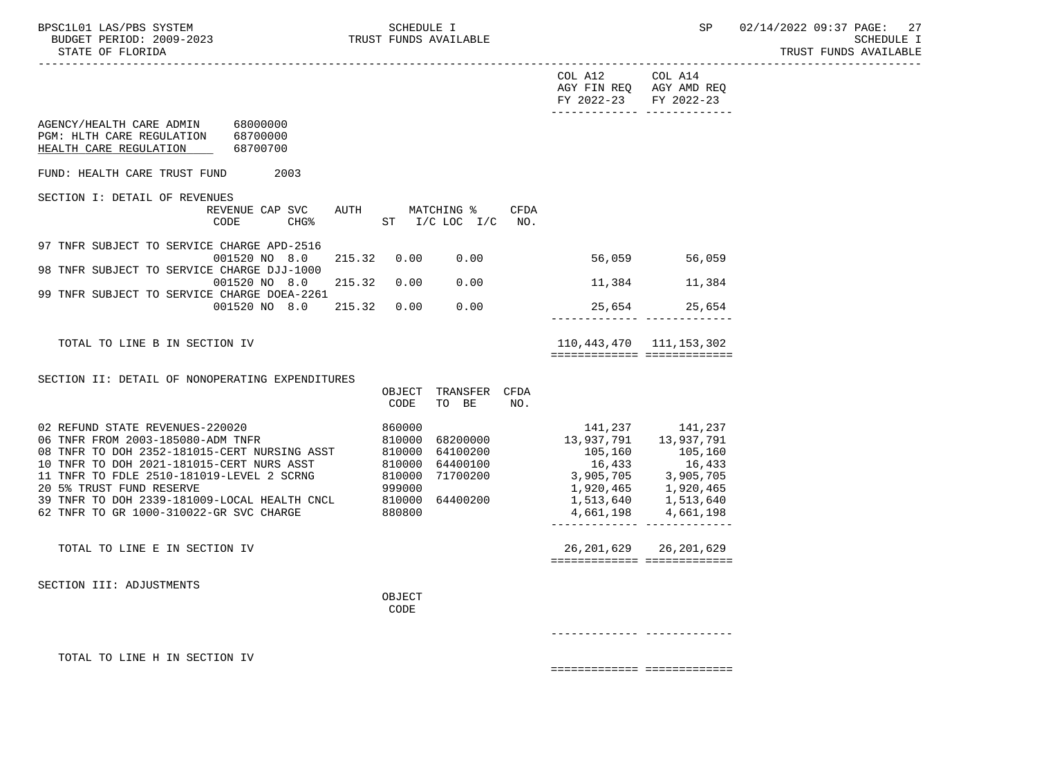COL A12 AGY FIN REQ FY 2022-23 | COL A14 AGY AMD REQ FY 2022-23

AGENCY/HEALTH CARE ADMIN 68000000
PGM: HLTH CARE REGULATION 68700000
HEALTH CARE REGULATION 68700700

FUND: HEALTH CARE TRUST FUND 2003

## SECTION I: DETAIL OF REVENUES

| | REVENUE CODE | CAP | SVC CHG% | AUTH | MATCHING % ST | I/C LOC | I/C | CFDA NO. | COL A12 AGY FIN REQ FY 2022-23 | COL A14 AGY AMD REQ FY 2022-23 |
|---|---|---|---|---|---|---|---|---|---|---|
| 97 TNFR SUBJECT TO SERVICE CHARGE APD-2516 | 001520 | NO | 8.0 | 215.32 | 0.00 | 0.00 | | | 56,059 | 56,059 |
| 98 TNFR SUBJECT TO SERVICE CHARGE DJJ-1000 | 001520 | NO | 8.0 | 215.32 | 0.00 | 0.00 | | | 11,384 | 11,384 |
| 99 TNFR SUBJECT TO SERVICE CHARGE DOEA-2261 | 001520 | NO | 8.0 | 215.32 | 0.00 | 0.00 | | | 25,654 | 25,654 |
| TOTAL TO LINE B IN SECTION IV | | | | | | | | | 110,443,470 | 111,153,302 |

## SECTION II: DETAIL OF NONOPERATING EXPENDITURES

| | OBJECT CODE | TRANSFER TO BE | CFDA NO. | COL A12 AGY FIN REQ FY 2022-23 | COL A14 AGY AMD REQ FY 2022-23 |
|---|---|---|---|---|---|
| 02 REFUND STATE REVENUES-220020 | 860000 | | | 141,237 | 141,237 |
| 06 TNFR FROM 2003-185080-ADM TNFR | 810000 | 68200000 | | 13,937,791 | 13,937,791 |
| 08 TNFR TO DOH 2352-181015-CERT NURSING ASST | 810000 | 64100200 | | 105,160 | 105,160 |
| 10 TNFR TO DOH 2021-181015-CERT NURS ASST | 810000 | 64400100 | | 16,433 | 16,433 |
| 11 TNFR TO FDLE 2510-181019-LEVEL 2 SCRNG | 810000 | 71700200 | | 3,905,705 | 3,905,705 |
| 20 5% TRUST FUND RESERVE | 999000 | | | 1,920,465 | 1,920,465 |
| 39 TNFR TO DOH 2339-181009-LOCAL HEALTH CNCL | 810000 | 64400200 | | 1,513,640 | 1,513,640 |
| 62 TNFR TO GR 1000-310022-GR SVC CHARGE | 880800 | | | 4,661,198 | 4,661,198 |
| TOTAL TO LINE E IN SECTION IV | | | | 26,201,629 | 26,201,629 |

## SECTION III: ADJUSTMENTS

| | OBJECT CODE | COL A12 AGY FIN REQ FY 2022-23 | COL A14 AGY AMD REQ FY 2022-23 |
|---|---|---|---|
| TOTAL TO LINE H IN SECTION IV | | | |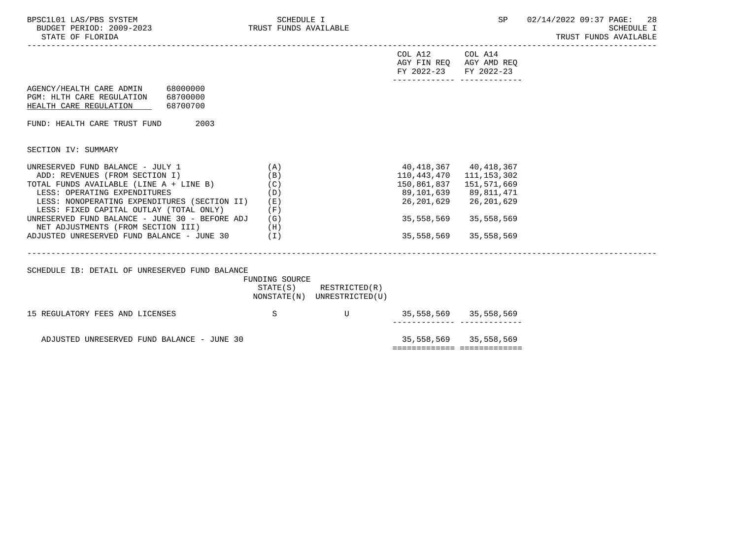SCHEDULE I
TRUST FUNDS AVAILABLE

BUDGET PERIOD: 2009-2023
STATE OF FLORIDA

| | | COL A12 AGY FIN REQ FY 2022-23 | COL A14 AGY AMD REQ FY 2022-23 |
|---|---|---|---|

AGENCY/HEALTH CARE ADMIN 68000000
PGM: HLTH CARE REGULATION 68700000
HEALTH CARE REGULATION 68700700

FUND: HEALTH CARE TRUST FUND 2003

SECTION IV: SUMMARY

| | | COL A12 AGY FIN REQ FY 2022-23 | COL A14 AGY AMD REQ FY 2022-23 |
|---|---|---|---|
| UNRESERVED FUND BALANCE - JULY 1 | (A) | 40,418,367 | 40,418,367 |
| ADD: REVENUES (FROM SECTION I) | (B) | 110,443,470 | 111,153,302 |
| TOTAL FUNDS AVAILABLE (LINE A + LINE B) | (C) | 150,861,837 | 151,571,669 |
| LESS: OPERATING EXPENDITURES | (D) | 89,101,639 | 89,811,471 |
| LESS: NONOPERATING EXPENDITURES (SECTION II) | (E) | 26,201,629 | 26,201,629 |
| LESS: FIXED CAPITAL OUTLAY (TOTAL ONLY) | (F) | | |
| UNRESERVED FUND BALANCE - JUNE 30 - BEFORE ADJ | (G) | 35,558,569 | 35,558,569 |
| NET ADJUSTMENTS (FROM SECTION III) | (H) | | |
| ADJUSTED UNRESERVED FUND BALANCE - JUNE 30 | (I) | 35,558,569 | 35,558,569 |

SCHEDULE IB: DETAIL OF UNRESERVED FUND BALANCE

| | FUNDING SOURCE STATE(S) NONSTATE(N) | RESTRICTED(R) UNRESTRICTED(U) | COL A12 | COL A14 |
|---|---|---|---|---|
| 15 REGULATORY FEES AND LICENSES | S | U | 35,558,569 | 35,558,569 |
| ADJUSTED UNRESERVED FUND BALANCE - JUNE 30 | | | 35,558,569 | 35,558,569 |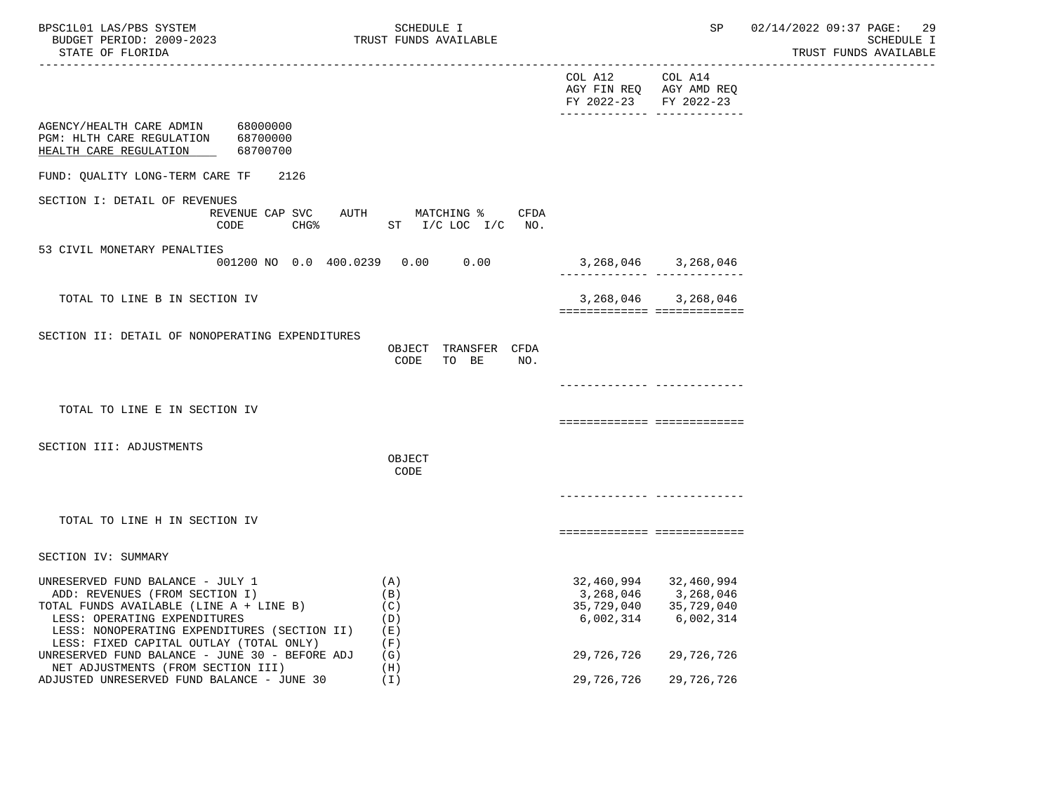SCHEDULE I
TRUST FUNDS AVAILABLE

| | COL A12 AGY FIN REQ FY 2022-23 | COL A14 AGY AMD REQ FY 2022-23 |
|---|---|---|

AGENCY/HEALTH CARE ADMIN 68000000
PGM: HLTH CARE REGULATION 68700000
HEALTH CARE REGULATION 68700700

FUND: QUALITY LONG-TERM CARE TF 2126

## SECTION I: DETAIL OF REVENUES

| | REVENUE CODE | CAP SVC CHG% | AUTH | MATCHING % ST | I/C LOC I/C | CFDA NO. | COL A12 AGY FIN REQ FY 2022-23 | COL A14 AGY AMD REQ FY 2022-23 |
|---|---|---|---|---|---|---|---|---|
| 53 CIVIL MONETARY PENALTIES | 001200 | NO 0.0 | 400.0239 | 0.00 | 0.00 | | 3,268,046 | 3,268,046 |
| TOTAL TO LINE B IN SECTION IV | | | | | | | 3,268,046 | 3,268,046 |

## SECTION II: DETAIL OF NONOPERATING EXPENDITURES

| | OBJECT CODE | TRANSFER TO BE | CFDA NO. | COL A12 | COL A14 |
|---|---|---|---|---|---|
| TOTAL TO LINE E IN SECTION IV | | | | | |

## SECTION III: ADJUSTMENTS

| | OBJECT CODE | COL A12 | COL A14 |
|---|---|---|---|
| TOTAL TO LINE H IN SECTION IV | | | |

## SECTION IV: SUMMARY

| | | COL A12 | COL A14 |
|---|---|---|---|
| UNRESERVED FUND BALANCE - JULY 1 | (A) | 32,460,994 | 32,460,994 |
| ADD: REVENUES (FROM SECTION I) | (B) | 3,268,046 | 3,268,046 |
| TOTAL FUNDS AVAILABLE (LINE A + LINE B) | (C) | 35,729,040 | 35,729,040 |
| LESS: OPERATING EXPENDITURES | (D) | 6,002,314 | 6,002,314 |
| LESS: NONOPERATING EXPENDITURES (SECTION II) | (E) | | |
| LESS: FIXED CAPITAL OUTLAY (TOTAL ONLY) | (F) | | |
| UNRESERVED FUND BALANCE - JUNE 30 - BEFORE ADJ | (G) | 29,726,726 | 29,726,726 |
| NET ADJUSTMENTS (FROM SECTION III) | (H) | | |
| ADJUSTED UNRESERVED FUND BALANCE - JUNE 30 | (I) | 29,726,726 | 29,726,726 |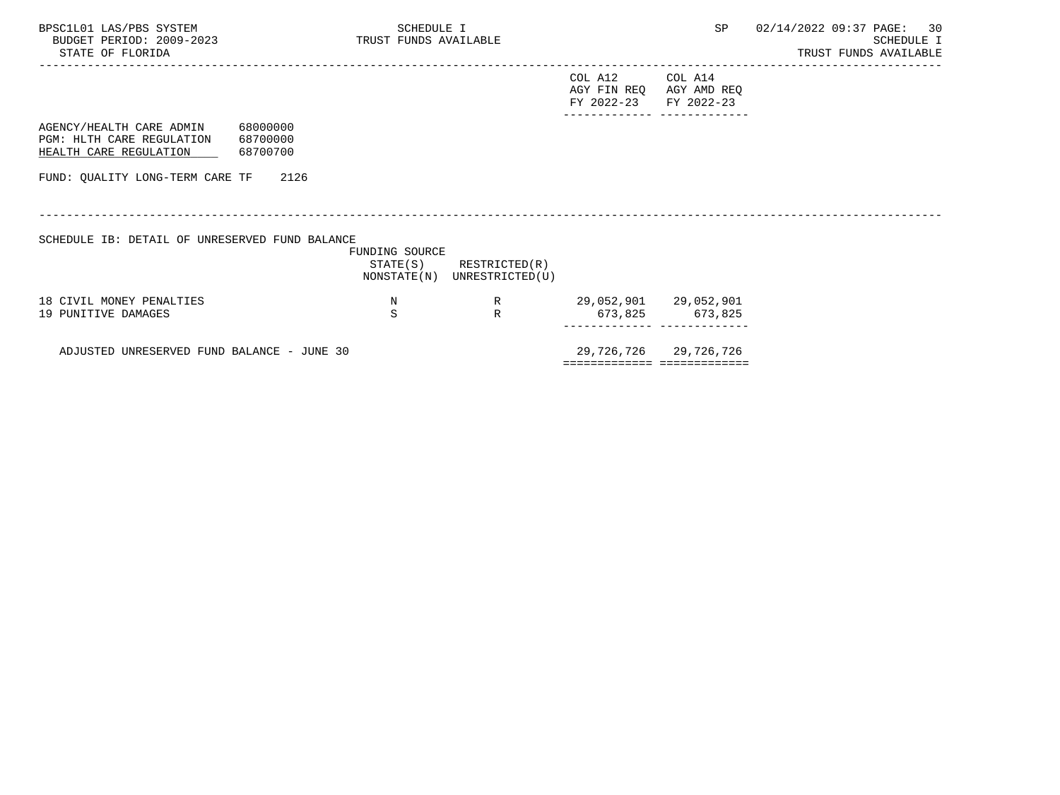| | COL A12 AGY FIN REQ FY 2022-23 | COL A14 AGY AMD REQ FY 2022-23 |
|---|---|---|

AGENCY/HEALTH CARE ADMIN 68000000
PGM: HLTH CARE REGULATION 68700000
HEALTH CARE REGULATION 68700700

FUND: QUALITY LONG-TERM CARE TF 2126

SCHEDULE IB: DETAIL OF UNRESERVED FUND BALANCE

| | FUNDING SOURCE STATE(S) NONSTATE(N) | RESTRICTED(R) UNRESTRICTED(U) | COL A12 AGY FIN REQ FY 2022-23 | COL A14 AGY AMD REQ FY 2022-23 |
|---|---|---|---|---|
| 18 CIVIL MONEY PENALTIES | N | R | 29,052,901 | 29,052,901 |
| 19 PUNITIVE DAMAGES | S | R | 673,825 | 673,825 |
| ADJUSTED UNRESERVED FUND BALANCE - JUNE 30 | | | 29,726,726 | 29,726,726 |